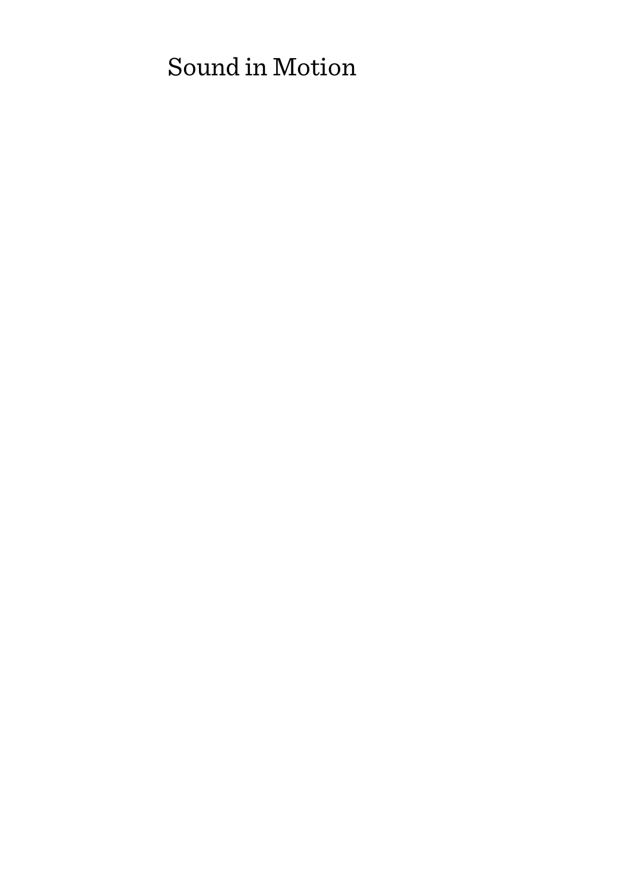# Sound in Motion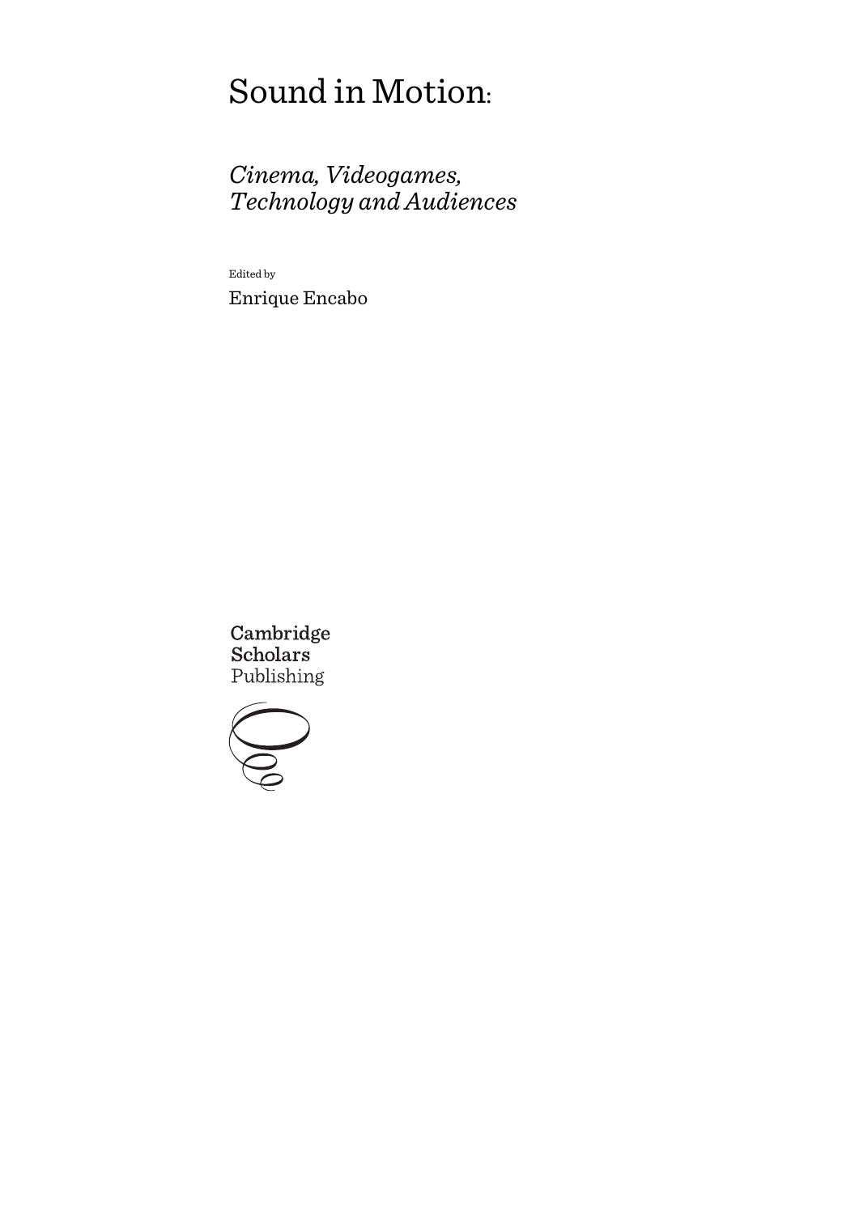# Sound in Motion:

## *Cinema, Videogames, Technology and Audiences*

Edited by

Enrique Encabo

Cambridge Scholars Publishing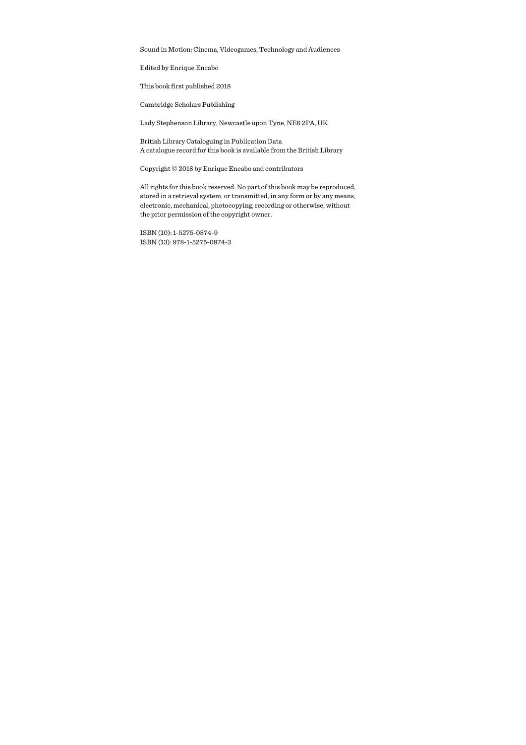Sound in Motion: Cinema, Videogames, Technology and Audiences

Edited by Enrique Encabo

This book first published 2018

Cambridge Scholars Publishing

Lady Stephenson Library, Newcastle upon Tyne, NE6 2PA, UK

British Library Cataloguing in Publication Data
A catalogue record for this book is available from the British Library

Copyright © 2018 by Enrique Encabo and contributors

All rights for this book reserved. No part of this book may be reproduced, stored in a retrieval system, or transmitted, in any form or by any means, electronic, mechanical, photocopying, recording or otherwise, without the prior permission of the copyright owner.

ISBN (10): 1-5275-0874-9
ISBN (13): 978-1-5275-0874-3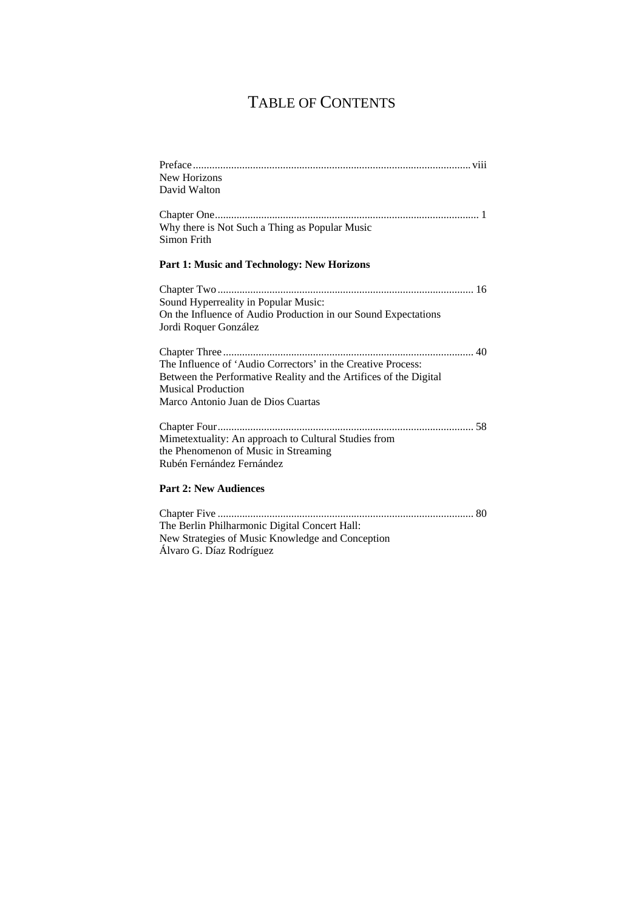# TABLE OF CONTENTS

Preface ..................................................................................................... viii
New Horizons
David Walton

Chapter One ................................................................................................ 1
Why there is Not Such a Thing as Popular Music
Simon Frith

**Part 1: Music and Technology: New Horizons**

Chapter Two ............................................................................................. 16
Sound Hyperreality in Popular Music:
On the Influence of Audio Production in our Sound Expectations
Jordi Roquer González

Chapter Three ........................................................................................... 40
The Influence of 'Audio Correctors' in the Creative Process:
Between the Performative Reality and the Artifices of the Digital
Musical Production
Marco Antonio Juan de Dios Cuartas

Chapter Four ............................................................................................. 58
Mimetextuality: An approach to Cultural Studies from
the Phenomenon of Music in Streaming
Rubén Fernández Fernández

**Part 2: New Audiences**

Chapter Five ............................................................................................. 80
The Berlin Philharmonic Digital Concert Hall:
New Strategies of Music Knowledge and Conception
Álvaro G. Díaz Rodríguez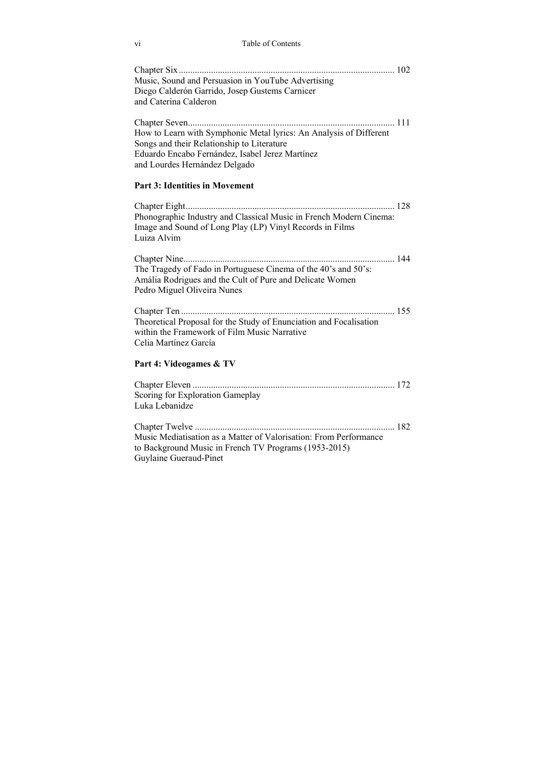Chapter Six ............................................................................................ 102
Music, Sound and Persuasion in YouTube Advertising
Diego Calderón Garrido, Josep Gustems Carnicer
and Caterina Calderon

Chapter Seven......................................................................................... 111
How to Learn with Symphonic Metal lyrics: An Analysis of Different
Songs and their Relationship to Literature
Eduardo Encabo Fernández, Isabel Jerez Martínez
and Lourdes Hernández Delgado

**Part 3: Identities in Movement**

Chapter Eight.......................................................................................... 128
Phonographic Industry and Classical Music in French Modern Cinema:
Image and Sound of Long Play (LP) Vinyl Records in Films
Luiza Alvim

Chapter Nine........................................................................................... 144
The Tragedy of Fado in Portuguese Cinema of the 40's and 50's:
Amália Rodrigues and the Cult of Pure and Delicate Women
Pedro Miguel Oliveira Nunes

Chapter Ten ............................................................................................ 155
Theoretical Proposal for the Study of Enunciation and Focalisation
within the Framework of Film Music Narrative
Celia Martínez García

**Part 4: Videogames & TV**

Chapter Eleven ....................................................................................... 172
Scoring for Exploration Gameplay
Luka Lebanidze

Chapter Twelve ...................................................................................... 182
Music Mediatisation as a Matter of Valorisation: From Performance
to Background Music in French TV Programs (1953-2015)
Guylaine Gueraud-Pinet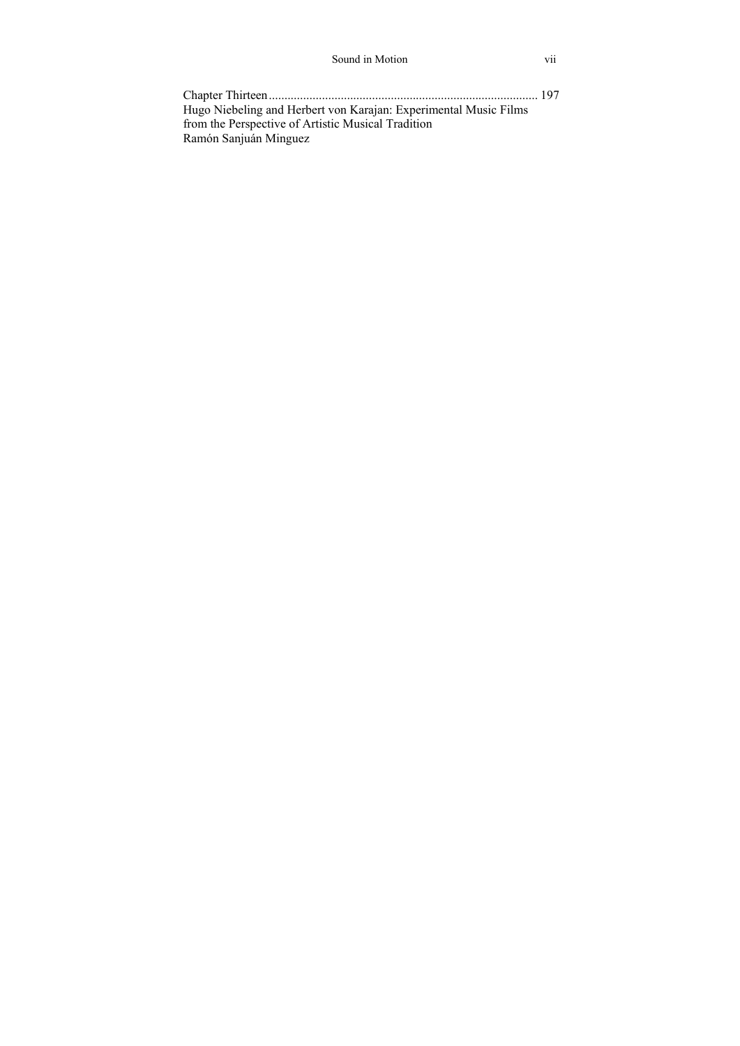Chapter Thirteen ...................................................................................... 197
Hugo Niebeling and Herbert von Karajan: Experimental Music Films from the Perspective of Artistic Musical Tradition
Ramón Sanjuán Minguez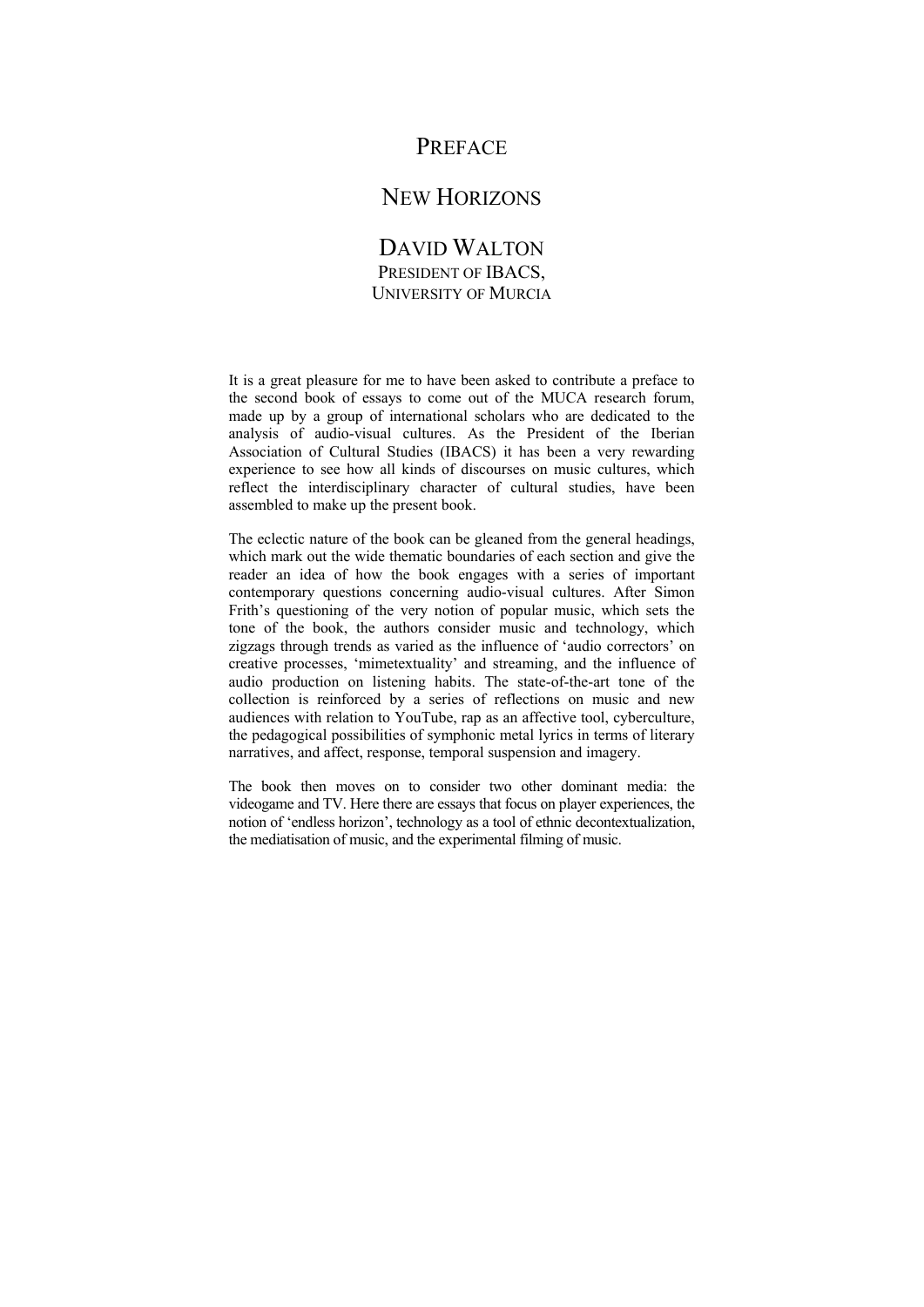# PREFACE

## NEW HORIZONS

### DAVID WALTON
PRESIDENT OF IBACS,
UNIVERSITY OF MURCIA

It is a great pleasure for me to have been asked to contribute a preface to the second book of essays to come out of the MUCA research forum, made up by a group of international scholars who are dedicated to the analysis of audio-visual cultures. As the President of the Iberian Association of Cultural Studies (IBACS) it has been a very rewarding experience to see how all kinds of discourses on music cultures, which reflect the interdisciplinary character of cultural studies, have been assembled to make up the present book.

The eclectic nature of the book can be gleaned from the general headings, which mark out the wide thematic boundaries of each section and give the reader an idea of how the book engages with a series of important contemporary questions concerning audio-visual cultures. After Simon Frith's questioning of the very notion of popular music, which sets the tone of the book, the authors consider music and technology, which zigzags through trends as varied as the influence of 'audio correctors' on creative processes, 'mimetextuality' and streaming, and the influence of audio production on listening habits. The state-of-the-art tone of the collection is reinforced by a series of reflections on music and new audiences with relation to YouTube, rap as an affective tool, cyberculture, the pedagogical possibilities of symphonic metal lyrics in terms of literary narratives, and affect, response, temporal suspension and imagery.

The book then moves on to consider two other dominant media: the videogame and TV. Here there are essays that focus on player experiences, the notion of 'endless horizon', technology as a tool of ethnic decontextualization, the mediatisation of music, and the experimental filming of music.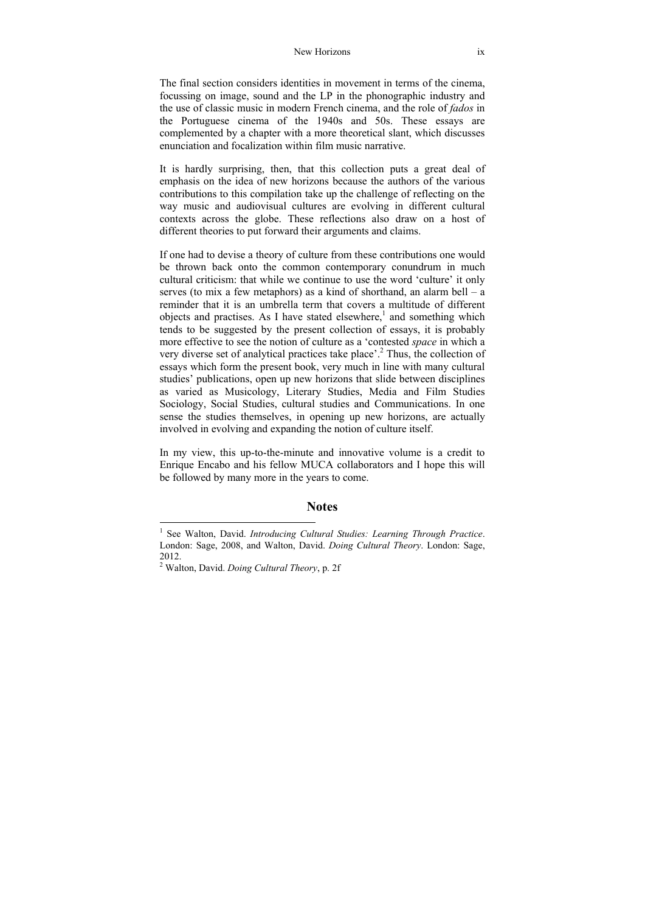The final section considers identities in movement in terms of the cinema, focussing on image, sound and the LP in the phonographic industry and the use of classic music in modern French cinema, and the role of *fados* in the Portuguese cinema of the 1940s and 50s. These essays are complemented by a chapter with a more theoretical slant, which discusses enunciation and focalization within film music narrative.

It is hardly surprising, then, that this collection puts a great deal of emphasis on the idea of new horizons because the authors of the various contributions to this compilation take up the challenge of reflecting on the way music and audiovisual cultures are evolving in different cultural contexts across the globe. These reflections also draw on a host of different theories to put forward their arguments and claims.

If one had to devise a theory of culture from these contributions one would be thrown back onto the common contemporary conundrum in much cultural criticism: that while we continue to use the word 'culture' it only serves (to mix a few metaphors) as a kind of shorthand, an alarm bell – a reminder that it is an umbrella term that covers a multitude of different objects and practises. As I have stated elsewhere,[1] and something which tends to be suggested by the present collection of essays, it is probably more effective to see the notion of culture as a 'contested *space* in which a very diverse set of analytical practices take place'.[2] Thus, the collection of essays which form the present book, very much in line with many cultural studies' publications, open up new horizons that slide between disciplines as varied as Musicology, Literary Studies, Media and Film Studies Sociology, Social Studies, cultural studies and Communications. In one sense the studies themselves, in opening up new horizons, are actually involved in evolving and expanding the notion of culture itself.

In my view, this up-to-the-minute and innovative volume is a credit to Enrique Encabo and his fellow MUCA collaborators and I hope this will be followed by many more in the years to come.

## Notes

[1] See Walton, David. *Introducing Cultural Studies: Learning Through Practice*. London: Sage, 2008, and Walton, David. *Doing Cultural Theory*. London: Sage, 2012.

[2] Walton, David. *Doing Cultural Theory*, p. 2f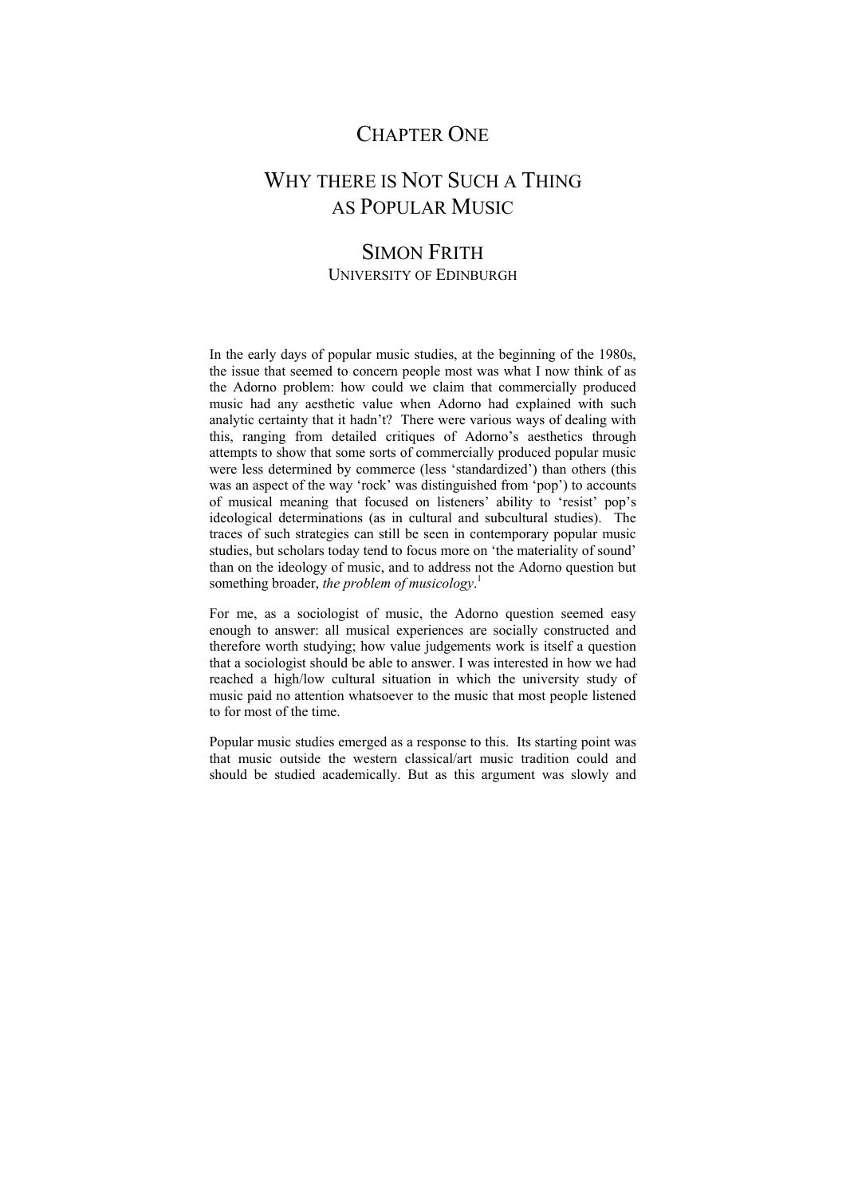# CHAPTER ONE

# WHY THERE IS NOT SUCH A THING AS POPULAR MUSIC

## SIMON FRITH
UNIVERSITY OF EDINBURGH

In the early days of popular music studies, at the beginning of the 1980s, the issue that seemed to concern people most was what I now think of as the Adorno problem: how could we claim that commercially produced music had any aesthetic value when Adorno had explained with such analytic certainty that it hadn't? There were various ways of dealing with this, ranging from detailed critiques of Adorno's aesthetics through attempts to show that some sorts of commercially produced popular music were less determined by commerce (less 'standardized') than others (this was an aspect of the way 'rock' was distinguished from 'pop') to accounts of musical meaning that focused on listeners' ability to 'resist' pop's ideological determinations (as in cultural and subcultural studies). The traces of such strategies can still be seen in contemporary popular music studies, but scholars today tend to focus more on 'the materiality of sound' than on the ideology of music, and to address not the Adorno question but something broader, *the problem of musicology*.[1]

For me, as a sociologist of music, the Adorno question seemed easy enough to answer: all musical experiences are socially constructed and therefore worth studying; how value judgements work is itself a question that a sociologist should be able to answer. I was interested in how we had reached a high/low cultural situation in which the university study of music paid no attention whatsoever to the music that most people listened to for most of the time.

Popular music studies emerged as a response to this. Its starting point was that music outside the western classical/art music tradition could and should be studied academically. But as this argument was slowly and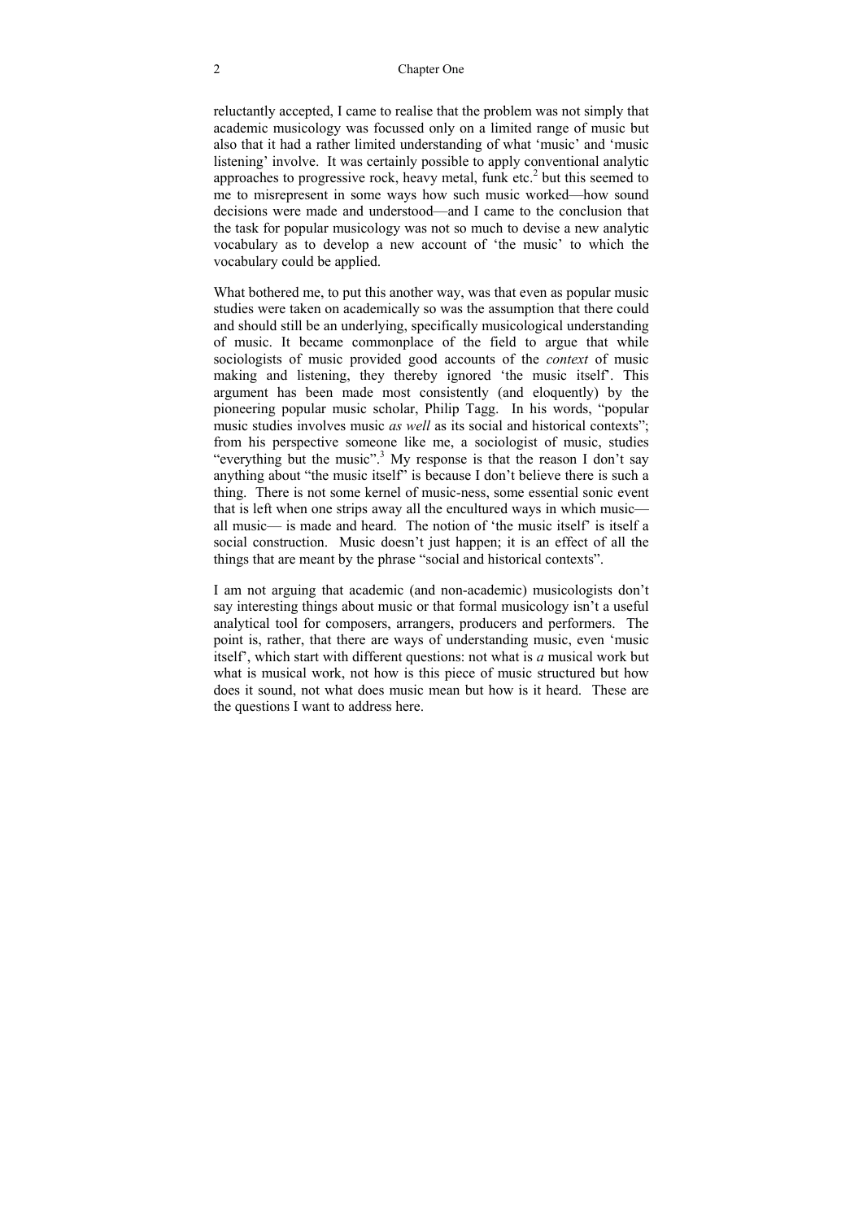reluctantly accepted, I came to realise that the problem was not simply that academic musicology was focussed only on a limited range of music but also that it had a rather limited understanding of what 'music' and 'music listening' involve. It was certainly possible to apply conventional analytic approaches to progressive rock, heavy metal, funk etc.[2] but this seemed to me to misrepresent in some ways how such music worked—how sound decisions were made and understood—and I came to the conclusion that the task for popular musicology was not so much to devise a new analytic vocabulary as to develop a new account of 'the music' to which the vocabulary could be applied.

What bothered me, to put this another way, was that even as popular music studies were taken on academically so was the assumption that there could and should still be an underlying, specifically musicological understanding of music. It became commonplace of the field to argue that while sociologists of music provided good accounts of the *context* of music making and listening, they thereby ignored 'the music itself'. This argument has been made most consistently (and eloquently) by the pioneering popular music scholar, Philip Tagg. In his words, "popular music studies involves music *as well* as its social and historical contexts"; from his perspective someone like me, a sociologist of music, studies "everything but the music".[3] My response is that the reason I don't say anything about "the music itself" is because I don't believe there is such a thing. There is not some kernel of music-ness, some essential sonic event that is left when one strips away all the encultured ways in which music—all music— is made and heard. The notion of 'the music itself' is itself a social construction. Music doesn't just happen; it is an effect of all the things that are meant by the phrase "social and historical contexts".

I am not arguing that academic (and non-academic) musicologists don't say interesting things about music or that formal musicology isn't a useful analytical tool for composers, arrangers, producers and performers. The point is, rather, that there are ways of understanding music, even 'music itself', which start with different questions: not what is *a* musical work but what is musical work, not how is this piece of music structured but how does it sound, not what does music mean but how is it heard. These are the questions I want to address here.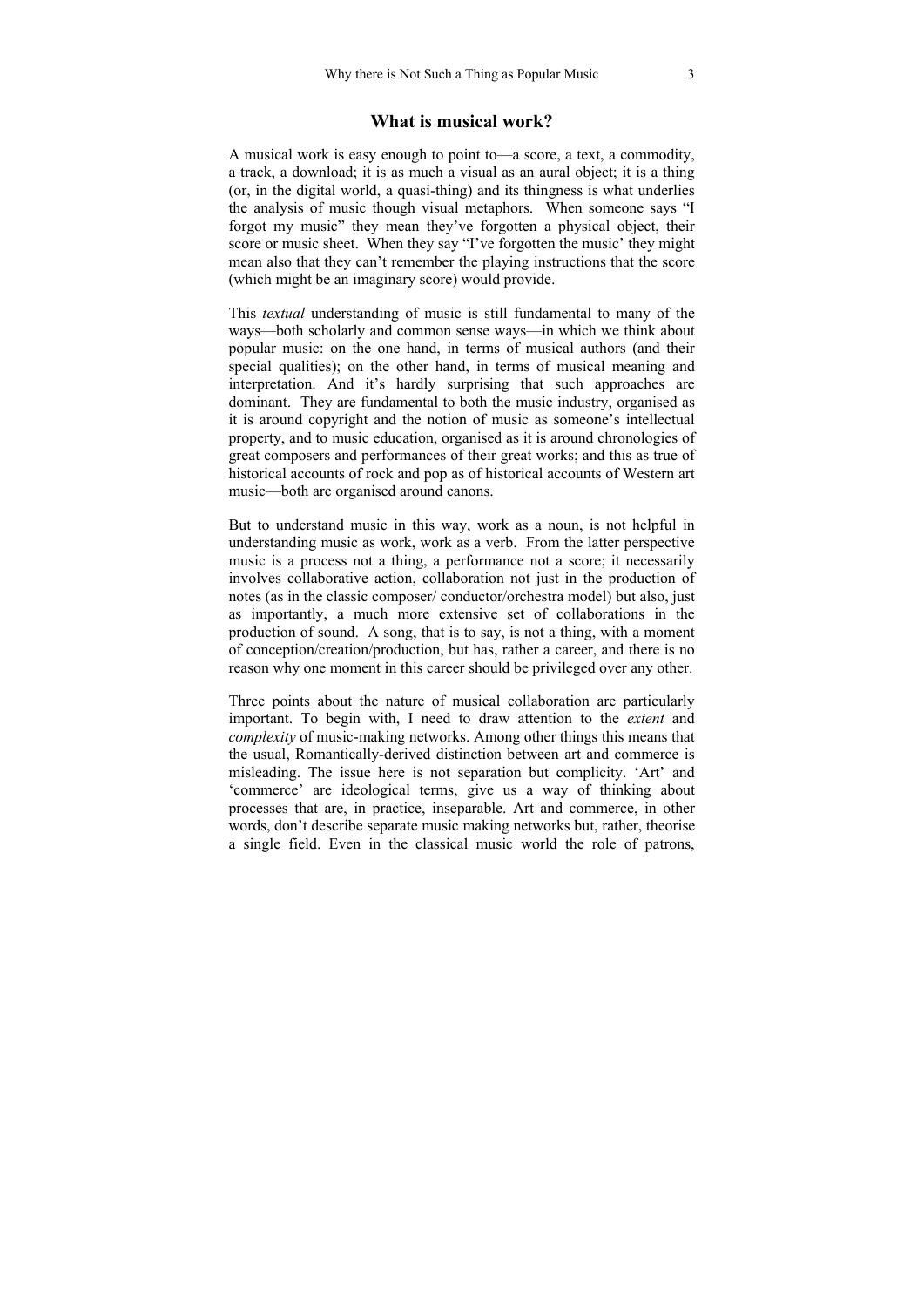## What is musical work?

A musical work is easy enough to point to—a score, a text, a commodity, a track, a download; it is as much a visual as an aural object; it is a thing (or, in the digital world, a quasi-thing) and its thingness is what underlies the analysis of music though visual metaphors. When someone says "I forgot my music" they mean they've forgotten a physical object, their score or music sheet. When they say "I've forgotten the music' they might mean also that they can't remember the playing instructions that the score (which might be an imaginary score) would provide.

This *textual* understanding of music is still fundamental to many of the ways—both scholarly and common sense ways—in which we think about popular music: on the one hand, in terms of musical authors (and their special qualities); on the other hand, in terms of musical meaning and interpretation. And it's hardly surprising that such approaches are dominant. They are fundamental to both the music industry, organised as it is around copyright and the notion of music as someone's intellectual property, and to music education, organised as it is around chronologies of great composers and performances of their great works; and this as true of historical accounts of rock and pop as of historical accounts of Western art music—both are organised around canons.

But to understand music in this way, work as a noun, is not helpful in understanding music as work, work as a verb. From the latter perspective music is a process not a thing, a performance not a score; it necessarily involves collaborative action, collaboration not just in the production of notes (as in the classic composer/ conductor/orchestra model) but also, just as importantly, a much more extensive set of collaborations in the production of sound. A song, that is to say, is not a thing, with a moment of conception/creation/production, but has, rather a career, and there is no reason why one moment in this career should be privileged over any other.

Three points about the nature of musical collaboration are particularly important. To begin with, I need to draw attention to the *extent* and *complexity* of music-making networks. Among other things this means that the usual, Romantically-derived distinction between art and commerce is misleading. The issue here is not separation but complicity. 'Art' and 'commerce' are ideological terms, give us a way of thinking about processes that are, in practice, inseparable. Art and commerce, in other words, don't describe separate music making networks but, rather, theorise a single field. Even in the classical music world the role of patrons,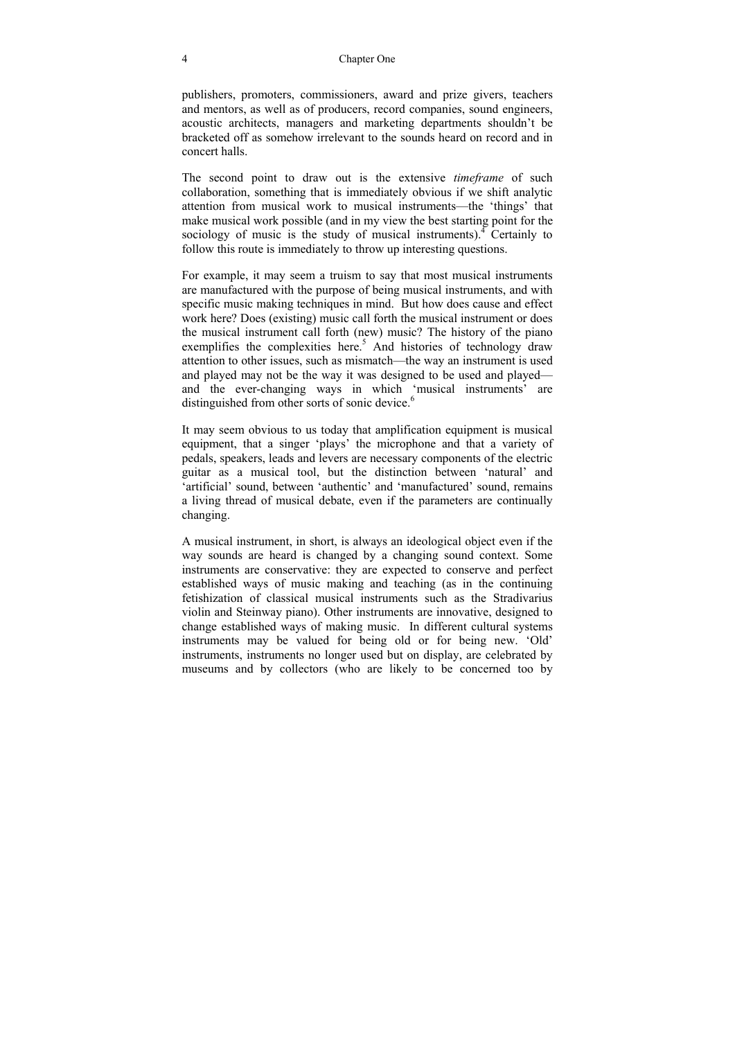publishers, promoters, commissioners, award and prize givers, teachers and mentors, as well as of producers, record companies, sound engineers, acoustic architects, managers and marketing departments shouldn't be bracketed off as somehow irrelevant to the sounds heard on record and in concert halls.

The second point to draw out is the extensive *timeframe* of such collaboration, something that is immediately obvious if we shift analytic attention from musical work to musical instruments—the 'things' that make musical work possible (and in my view the best starting point for the sociology of music is the study of musical instruments).[4] Certainly to follow this route is immediately to throw up interesting questions.

For example, it may seem a truism to say that most musical instruments are manufactured with the purpose of being musical instruments, and with specific music making techniques in mind. But how does cause and effect work here? Does (existing) music call forth the musical instrument or does the musical instrument call forth (new) music? The history of the piano exemplifies the complexities here.[5] And histories of technology draw attention to other issues, such as mismatch—the way an instrument is used and played may not be the way it was designed to be used and played—and the ever-changing ways in which 'musical instruments' are distinguished from other sorts of sonic device.[6]

It may seem obvious to us today that amplification equipment is musical equipment, that a singer 'plays' the microphone and that a variety of pedals, speakers, leads and levers are necessary components of the electric guitar as a musical tool, but the distinction between 'natural' and 'artificial' sound, between 'authentic' and 'manufactured' sound, remains a living thread of musical debate, even if the parameters are continually changing.

A musical instrument, in short, is always an ideological object even if the way sounds are heard is changed by a changing sound context. Some instruments are conservative: they are expected to conserve and perfect established ways of music making and teaching (as in the continuing fetishization of classical musical instruments such as the Stradivarius violin and Steinway piano). Other instruments are innovative, designed to change established ways of making music. In different cultural systems instruments may be valued for being old or for being new. 'Old' instruments, instruments no longer used but on display, are celebrated by museums and by collectors (who are likely to be concerned too by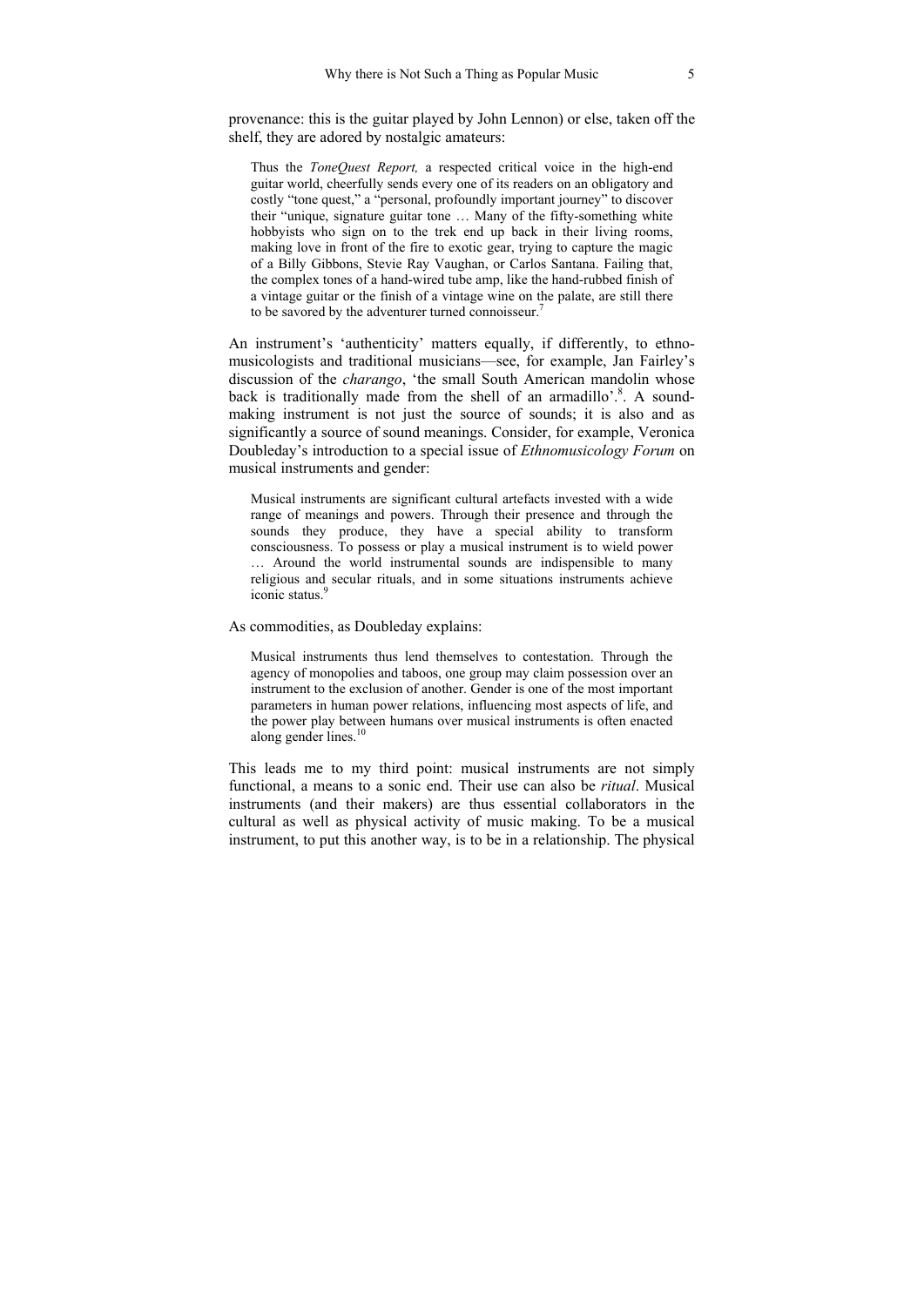provenance: this is the guitar played by John Lennon) or else, taken off the shelf, they are adored by nostalgic amateurs:

> Thus the *ToneQuest Report,* a respected critical voice in the high-end guitar world, cheerfully sends every one of its readers on an obligatory and costly "tone quest," a "personal, profoundly important journey" to discover their "unique, signature guitar tone … Many of the fifty-something white hobbyists who sign on to the trek end up back in their living rooms, making love in front of the fire to exotic gear, trying to capture the magic of a Billy Gibbons, Stevie Ray Vaughan, or Carlos Santana. Failing that, the complex tones of a hand-wired tube amp, like the hand-rubbed finish of a vintage guitar or the finish of a vintage wine on the palate, are still there to be savored by the adventurer turned connoisseur.[7]

An instrument's 'authenticity' matters equally, if differently, to ethnomusicologists and traditional musicians—see, for example, Jan Fairley's discussion of the *charango*, 'the small South American mandolin whose back is traditionally made from the shell of an armadillo'.[8]. A sound-making instrument is not just the source of sounds; it is also and as significantly a source of sound meanings. Consider, for example, Veronica Doubleday's introduction to a special issue of *Ethnomusicology Forum* on musical instruments and gender:

> Musical instruments are significant cultural artefacts invested with a wide range of meanings and powers. Through their presence and through the sounds they produce, they have a special ability to transform consciousness. To possess or play a musical instrument is to wield power … Around the world instrumental sounds are indispensible to many religious and secular rituals, and in some situations instruments achieve iconic status.[9]

As commodities, as Doubleday explains:

> Musical instruments thus lend themselves to contestation. Through the agency of monopolies and taboos, one group may claim possession over an instrument to the exclusion of another. Gender is one of the most important parameters in human power relations, influencing most aspects of life, and the power play between humans over musical instruments is often enacted along gender lines.[10]

This leads me to my third point: musical instruments are not simply functional, a means to a sonic end. Their use can also be *ritual*. Musical instruments (and their makers) are thus essential collaborators in the cultural as well as physical activity of music making. To be a musical instrument, to put this another way, is to be in a relationship. The physical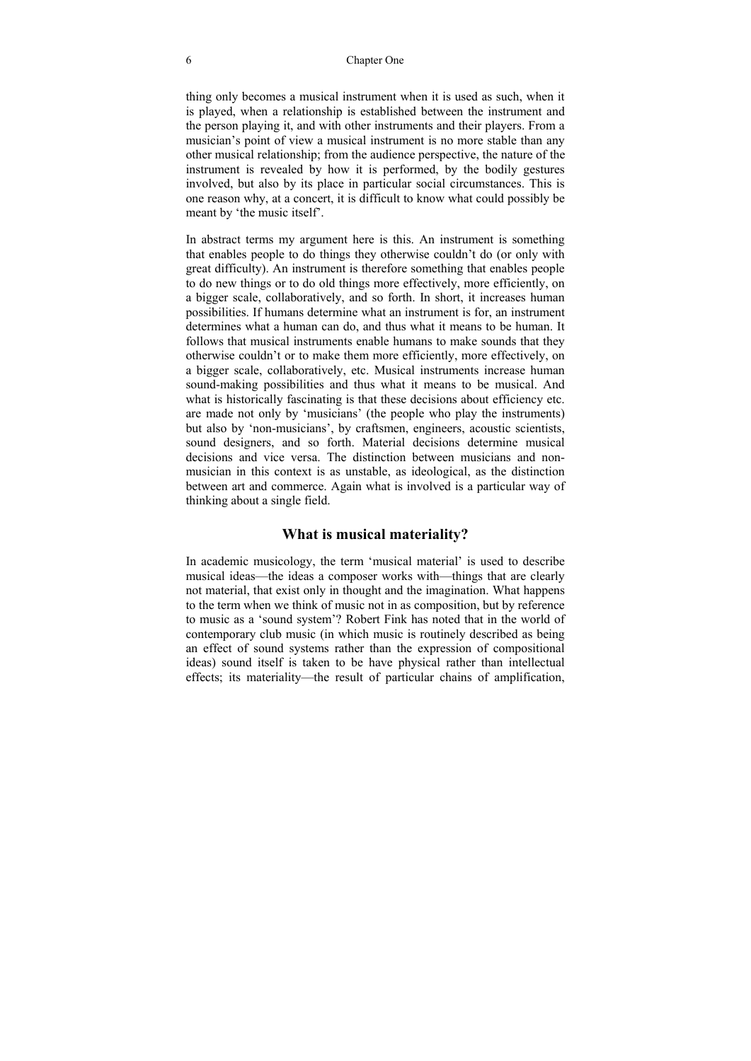thing only becomes a musical instrument when it is used as such, when it is played, when a relationship is established between the instrument and the person playing it, and with other instruments and their players. From a musician's point of view a musical instrument is no more stable than any other musical relationship; from the audience perspective, the nature of the instrument is revealed by how it is performed, by the bodily gestures involved, but also by its place in particular social circumstances. This is one reason why, at a concert, it is difficult to know what could possibly be meant by 'the music itself'.

In abstract terms my argument here is this. An instrument is something that enables people to do things they otherwise couldn't do (or only with great difficulty). An instrument is therefore something that enables people to do new things or to do old things more effectively, more efficiently, on a bigger scale, collaboratively, and so forth. In short, it increases human possibilities. If humans determine what an instrument is for, an instrument determines what a human can do, and thus what it means to be human. It follows that musical instruments enable humans to make sounds that they otherwise couldn't or to make them more efficiently, more effectively, on a bigger scale, collaboratively, etc. Musical instruments increase human sound-making possibilities and thus what it means to be musical. And what is historically fascinating is that these decisions about efficiency etc. are made not only by 'musicians' (the people who play the instruments) but also by 'non-musicians', by craftsmen, engineers, acoustic scientists, sound designers, and so forth. Material decisions determine musical decisions and vice versa. The distinction between musicians and non-musician in this context is as unstable, as ideological, as the distinction between art and commerce. Again what is involved is a particular way of thinking about a single field.

## What is musical materiality?

In academic musicology, the term 'musical material' is used to describe musical ideas—the ideas a composer works with—things that are clearly not material, that exist only in thought and the imagination. What happens to the term when we think of music not in as composition, but by reference to music as a 'sound system'? Robert Fink has noted that in the world of contemporary club music (in which music is routinely described as being an effect of sound systems rather than the expression of compositional ideas) sound itself is taken to be have physical rather than intellectual effects; its materiality—the result of particular chains of amplification,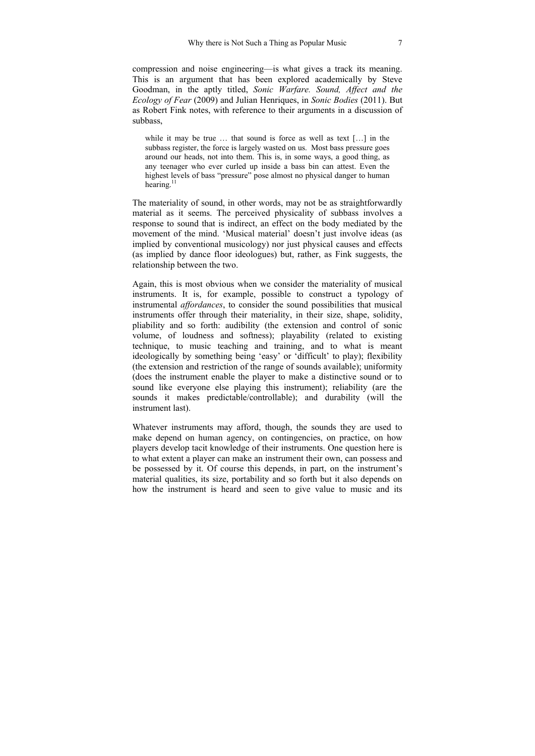compression and noise engineering—is what gives a track its meaning. This is an argument that has been explored academically by Steve Goodman, in the aptly titled, *Sonic Warfare. Sound, Affect and the Ecology of Fear* (2009) and Julian Henriques, in *Sonic Bodies* (2011). But as Robert Fink notes, with reference to their arguments in a discussion of subbass,

> while it may be true … that sound is force as well as text […] in the subbass register, the force is largely wasted on us. Most bass pressure goes around our heads, not into them. This is, in some ways, a good thing, as any teenager who ever curled up inside a bass bin can attest. Even the highest levels of bass "pressure" pose almost no physical danger to human hearing.[11]

The materiality of sound, in other words, may not be as straightforwardly material as it seems. The perceived physicality of subbass involves a response to sound that is indirect, an effect on the body mediated by the movement of the mind. 'Musical material' doesn't just involve ideas (as implied by conventional musicology) nor just physical causes and effects (as implied by dance floor ideologues) but, rather, as Fink suggests, the relationship between the two.

Again, this is most obvious when we consider the materiality of musical instruments. It is, for example, possible to construct a typology of instrumental *affordances*, to consider the sound possibilities that musical instruments offer through their materiality, in their size, shape, solidity, pliability and so forth: audibility (the extension and control of sonic volume, of loudness and softness); playability (related to existing technique, to music teaching and training, and to what is meant ideologically by something being 'easy' or 'difficult' to play); flexibility (the extension and restriction of the range of sounds available); uniformity (does the instrument enable the player to make a distinctive sound or to sound like everyone else playing this instrument); reliability (are the sounds it makes predictable/controllable); and durability (will the instrument last).

Whatever instruments may afford, though, the sounds they are used to make depend on human agency, on contingencies, on practice, on how players develop tacit knowledge of their instruments. One question here is to what extent a player can make an instrument their own, can possess and be possessed by it. Of course this depends, in part, on the instrument's material qualities, its size, portability and so forth but it also depends on how the instrument is heard and seen to give value to music and its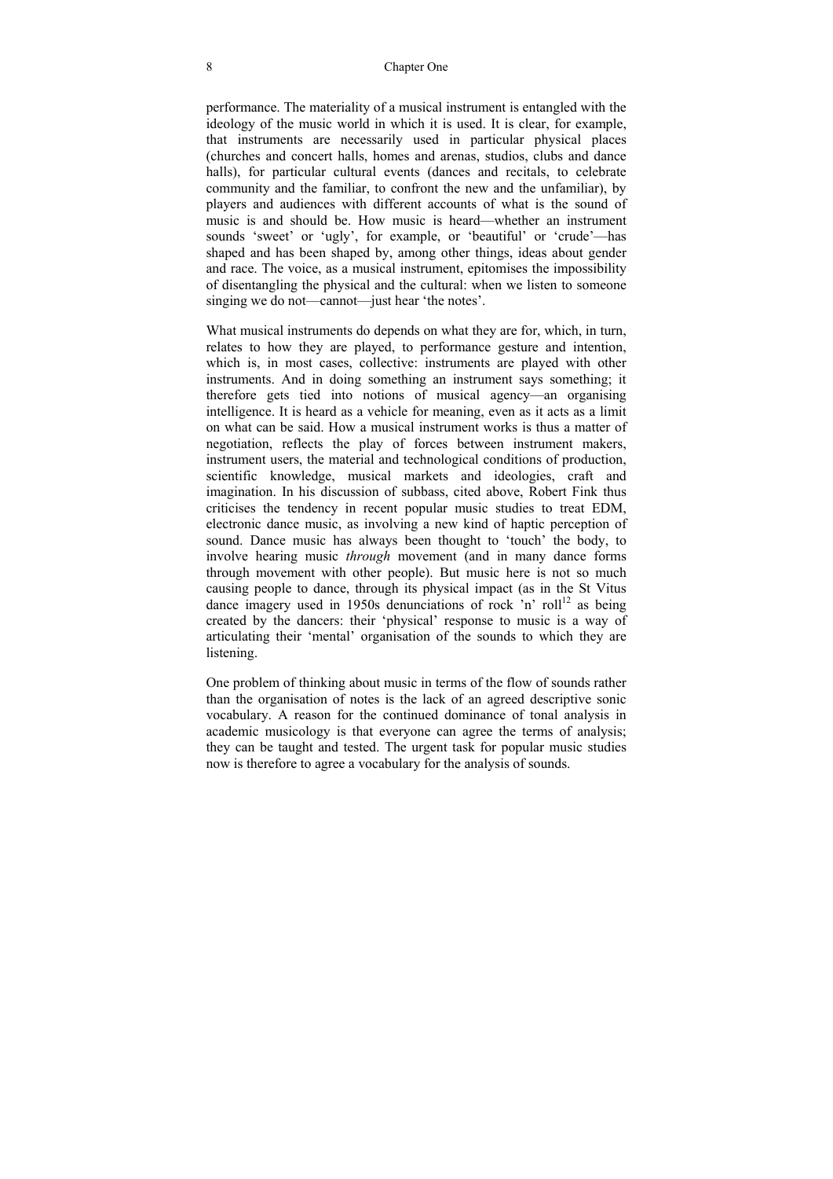performance. The materiality of a musical instrument is entangled with the ideology of the music world in which it is used. It is clear, for example, that instruments are necessarily used in particular physical places (churches and concert halls, homes and arenas, studios, clubs and dance halls), for particular cultural events (dances and recitals, to celebrate community and the familiar, to confront the new and the unfamiliar), by players and audiences with different accounts of what is the sound of music is and should be. How music is heard—whether an instrument sounds 'sweet' or 'ugly', for example, or 'beautiful' or 'crude'—has shaped and has been shaped by, among other things, ideas about gender and race. The voice, as a musical instrument, epitomises the impossibility of disentangling the physical and the cultural: when we listen to someone singing we do not—cannot—just hear 'the notes'.

What musical instruments do depends on what they are for, which, in turn, relates to how they are played, to performance gesture and intention, which is, in most cases, collective: instruments are played with other instruments. And in doing something an instrument says something; it therefore gets tied into notions of musical agency—an organising intelligence. It is heard as a vehicle for meaning, even as it acts as a limit on what can be said. How a musical instrument works is thus a matter of negotiation, reflects the play of forces between instrument makers, instrument users, the material and technological conditions of production, scientific knowledge, musical markets and ideologies, craft and imagination. In his discussion of subbass, cited above, Robert Fink thus criticises the tendency in recent popular music studies to treat EDM, electronic dance music, as involving a new kind of haptic perception of sound. Dance music has always been thought to 'touch' the body, to involve hearing music *through* movement (and in many dance forms through movement with other people). But music here is not so much causing people to dance, through its physical impact (as in the St Vitus dance imagery used in 1950s denunciations of rock 'n' roll[12] as being created by the dancers: their 'physical' response to music is a way of articulating their 'mental' organisation of the sounds to which they are listening.

One problem of thinking about music in terms of the flow of sounds rather than the organisation of notes is the lack of an agreed descriptive sonic vocabulary. A reason for the continued dominance of tonal analysis in academic musicology is that everyone can agree the terms of analysis; they can be taught and tested. The urgent task for popular music studies now is therefore to agree a vocabulary for the analysis of sounds.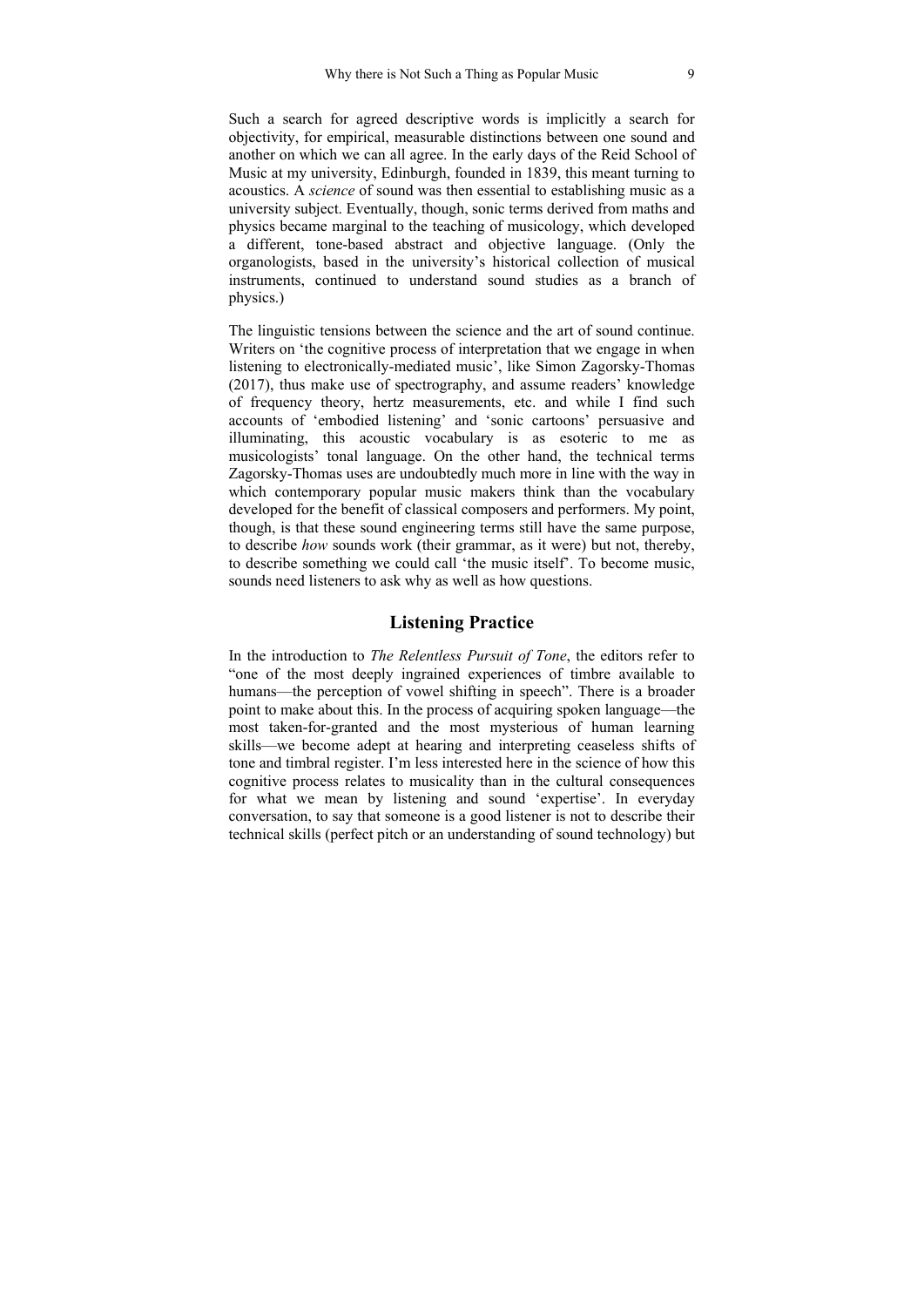Such a search for agreed descriptive words is implicitly a search for objectivity, for empirical, measurable distinctions between one sound and another on which we can all agree. In the early days of the Reid School of Music at my university, Edinburgh, founded in 1839, this meant turning to acoustics. A *science* of sound was then essential to establishing music as a university subject. Eventually, though, sonic terms derived from maths and physics became marginal to the teaching of musicology, which developed a different, tone-based abstract and objective language. (Only the organologists, based in the university's historical collection of musical instruments, continued to understand sound studies as a branch of physics.)

The linguistic tensions between the science and the art of sound continue. Writers on 'the cognitive process of interpretation that we engage in when listening to electronically-mediated music', like Simon Zagorsky-Thomas (2017), thus make use of spectrography, and assume readers' knowledge of frequency theory, hertz measurements, etc. and while I find such accounts of 'embodied listening' and 'sonic cartoons' persuasive and illuminating, this acoustic vocabulary is as esoteric to me as musicologists' tonal language. On the other hand, the technical terms Zagorsky-Thomas uses are undoubtedly much more in line with the way in which contemporary popular music makers think than the vocabulary developed for the benefit of classical composers and performers. My point, though, is that these sound engineering terms still have the same purpose, to describe *how* sounds work (their grammar, as it were) but not, thereby, to describe something we could call 'the music itself'. To become music, sounds need listeners to ask why as well as how questions.

## Listening Practice

In the introduction to *The Relentless Pursuit of Tone*, the editors refer to "one of the most deeply ingrained experiences of timbre available to humans—the perception of vowel shifting in speech". There is a broader point to make about this. In the process of acquiring spoken language—the most taken-for-granted and the most mysterious of human learning skills—we become adept at hearing and interpreting ceaseless shifts of tone and timbral register. I'm less interested here in the science of how this cognitive process relates to musicality than in the cultural consequences for what we mean by listening and sound 'expertise'. In everyday conversation, to say that someone is a good listener is not to describe their technical skills (perfect pitch or an understanding of sound technology) but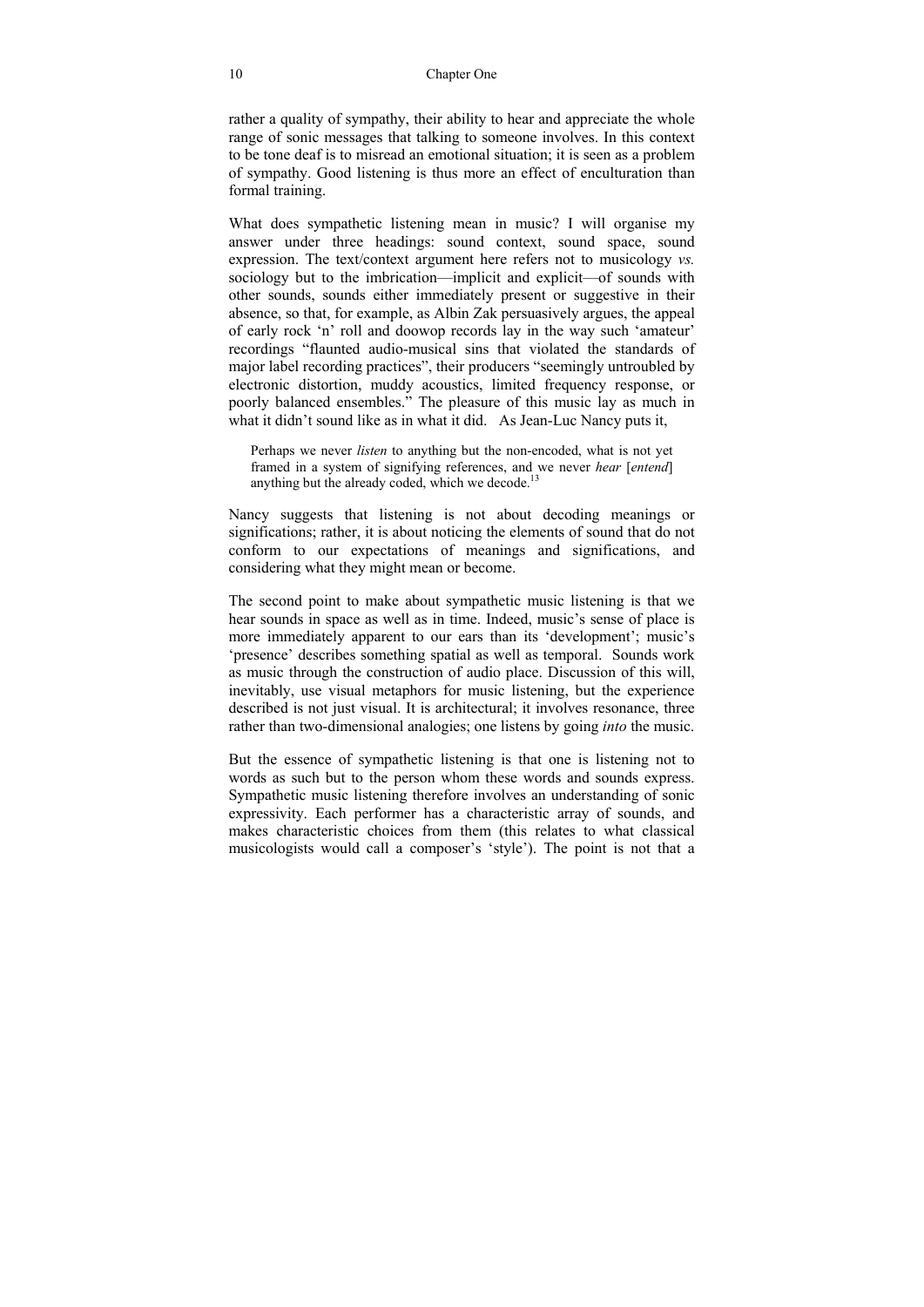rather a quality of sympathy, their ability to hear and appreciate the whole range of sonic messages that talking to someone involves. In this context to be tone deaf is to misread an emotional situation; it is seen as a problem of sympathy. Good listening is thus more an effect of enculturation than formal training.

What does sympathetic listening mean in music? I will organise my answer under three headings: sound context, sound space, sound expression. The text/context argument here refers not to musicology *vs.* sociology but to the imbrication—implicit and explicit—of sounds with other sounds, sounds either immediately present or suggestive in their absence, so that, for example, as Albin Zak persuasively argues, the appeal of early rock 'n' roll and doowop records lay in the way such 'amateur' recordings "flaunted audio-musical sins that violated the standards of major label recording practices", their producers "seemingly untroubled by electronic distortion, muddy acoustics, limited frequency response, or poorly balanced ensembles." The pleasure of this music lay as much in what it didn't sound like as in what it did. As Jean-Luc Nancy puts it,

> Perhaps we never *listen* to anything but the non-encoded, what is not yet framed in a system of signifying references, and we never *hear* [*entend*] anything but the already coded, which we decode.[13]

Nancy suggests that listening is not about decoding meanings or significations; rather, it is about noticing the elements of sound that do not conform to our expectations of meanings and significations, and considering what they might mean or become.

The second point to make about sympathetic music listening is that we hear sounds in space as well as in time. Indeed, music's sense of place is more immediately apparent to our ears than its 'development'; music's 'presence' describes something spatial as well as temporal. Sounds work as music through the construction of audio place. Discussion of this will, inevitably, use visual metaphors for music listening, but the experience described is not just visual. It is architectural; it involves resonance, three rather than two-dimensional analogies; one listens by going *into* the music.

But the essence of sympathetic listening is that one is listening not to words as such but to the person whom these words and sounds express. Sympathetic music listening therefore involves an understanding of sonic expressivity. Each performer has a characteristic array of sounds, and makes characteristic choices from them (this relates to what classical musicologists would call a composer's 'style'). The point is not that a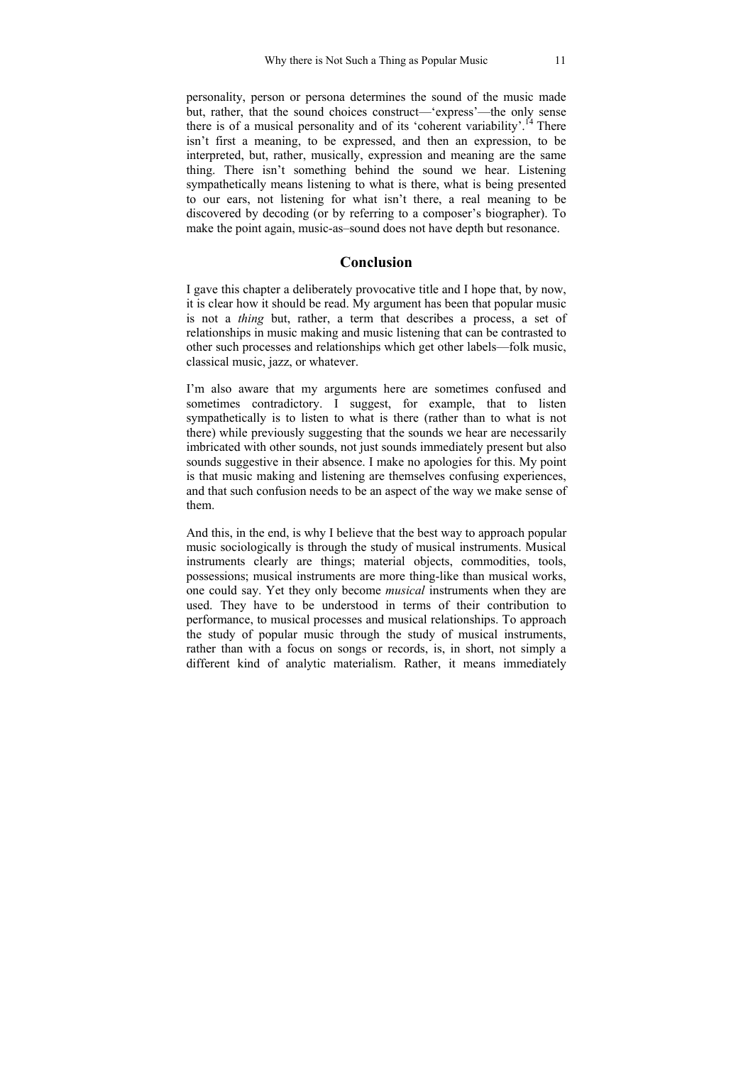personality, person or persona determines the sound of the music made but, rather, that the sound choices construct—'express'—the only sense there is of a musical personality and of its 'coherent variability'.[14] There isn't first a meaning, to be expressed, and then an expression, to be interpreted, but, rather, musically, expression and meaning are the same thing. There isn't something behind the sound we hear. Listening sympathetically means listening to what is there, what is being presented to our ears, not listening for what isn't there, a real meaning to be discovered by decoding (or by referring to a composer's biographer). To make the point again, music-as–sound does not have depth but resonance.

## Conclusion

I gave this chapter a deliberately provocative title and I hope that, by now, it is clear how it should be read. My argument has been that popular music is not a *thing* but, rather, a term that describes a process, a set of relationships in music making and music listening that can be contrasted to other such processes and relationships which get other labels—folk music, classical music, jazz, or whatever.

I'm also aware that my arguments here are sometimes confused and sometimes contradictory. I suggest, for example, that to listen sympathetically is to listen to what is there (rather than to what is not there) while previously suggesting that the sounds we hear are necessarily imbricated with other sounds, not just sounds immediately present but also sounds suggestive in their absence. I make no apologies for this. My point is that music making and listening are themselves confusing experiences, and that such confusion needs to be an aspect of the way we make sense of them.

And this, in the end, is why I believe that the best way to approach popular music sociologically is through the study of musical instruments. Musical instruments clearly are things; material objects, commodities, tools, possessions; musical instruments are more thing-like than musical works, one could say. Yet they only become *musical* instruments when they are used. They have to be understood in terms of their contribution to performance, to musical processes and musical relationships. To approach the study of popular music through the study of musical instruments, rather than with a focus on songs or records, is, in short, not simply a different kind of analytic materialism. Rather, it means immediately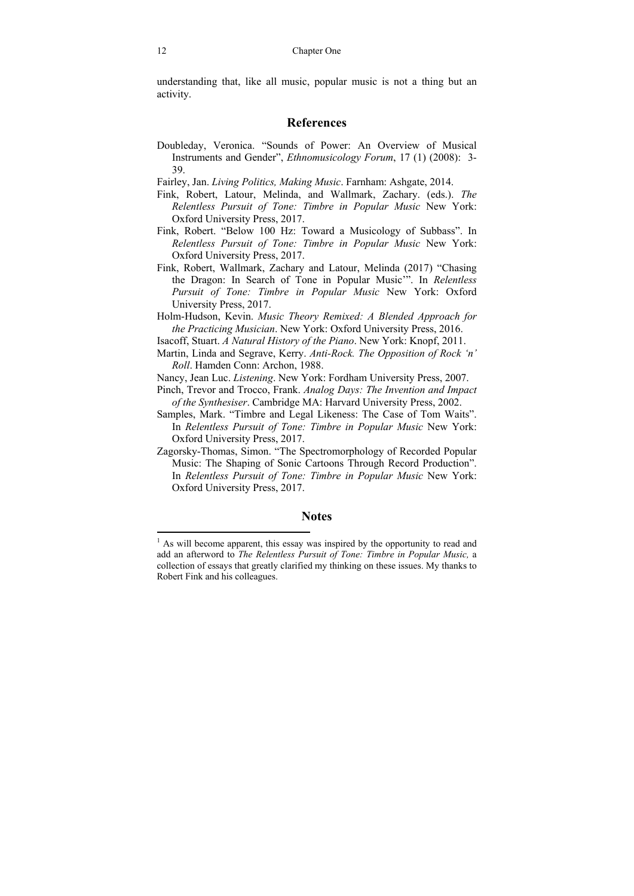understanding that, like all music, popular music is not a thing but an activity.

## References

Doubleday, Veronica. "Sounds of Power: An Overview of Musical Instruments and Gender", *Ethnomusicology Forum*, 17 (1) (2008): 3-39.

Fairley, Jan. *Living Politics, Making Music*. Farnham: Ashgate, 2014.

Fink, Robert, Latour, Melinda, and Wallmark, Zachary. (eds.). *The Relentless Pursuit of Tone: Timbre in Popular Music* New York: Oxford University Press, 2017.

Fink, Robert. "Below 100 Hz: Toward a Musicology of Subbass". In *Relentless Pursuit of Tone: Timbre in Popular Music* New York: Oxford University Press, 2017.

Fink, Robert, Wallmark, Zachary and Latour, Melinda (2017) "Chasing the Dragon: In Search of Tone in Popular Music'". In *Relentless Pursuit of Tone: Timbre in Popular Music* New York: Oxford University Press, 2017.

Holm-Hudson, Kevin. *Music Theory Remixed: A Blended Approach for the Practicing Musician*. New York: Oxford University Press, 2016.

Isacoff, Stuart. *A Natural History of the Piano*. New York: Knopf, 2011.

Martin, Linda and Segrave, Kerry. *Anti-Rock. The Opposition of Rock 'n' Roll*. Hamden Conn: Archon, 1988.

Nancy, Jean Luc. *Listening*. New York: Fordham University Press, 2007.

Pinch, Trevor and Trocco, Frank. *Analog Days: The Invention and Impact of the Synthesiser*. Cambridge MA: Harvard University Press, 2002.

Samples, Mark. "Timbre and Legal Likeness: The Case of Tom Waits". In *Relentless Pursuit of Tone: Timbre in Popular Music* New York: Oxford University Press, 2017.

Zagorsky-Thomas, Simon. "The Spectromorphology of Recorded Popular Music: The Shaping of Sonic Cartoons Through Record Production". In *Relentless Pursuit of Tone: Timbre in Popular Music* New York: Oxford University Press, 2017.

## Notes

[1] As will become apparent, this essay was inspired by the opportunity to read and add an afterword to *The Relentless Pursuit of Tone: Timbre in Popular Music,* a collection of essays that greatly clarified my thinking on these issues. My thanks to Robert Fink and his colleagues.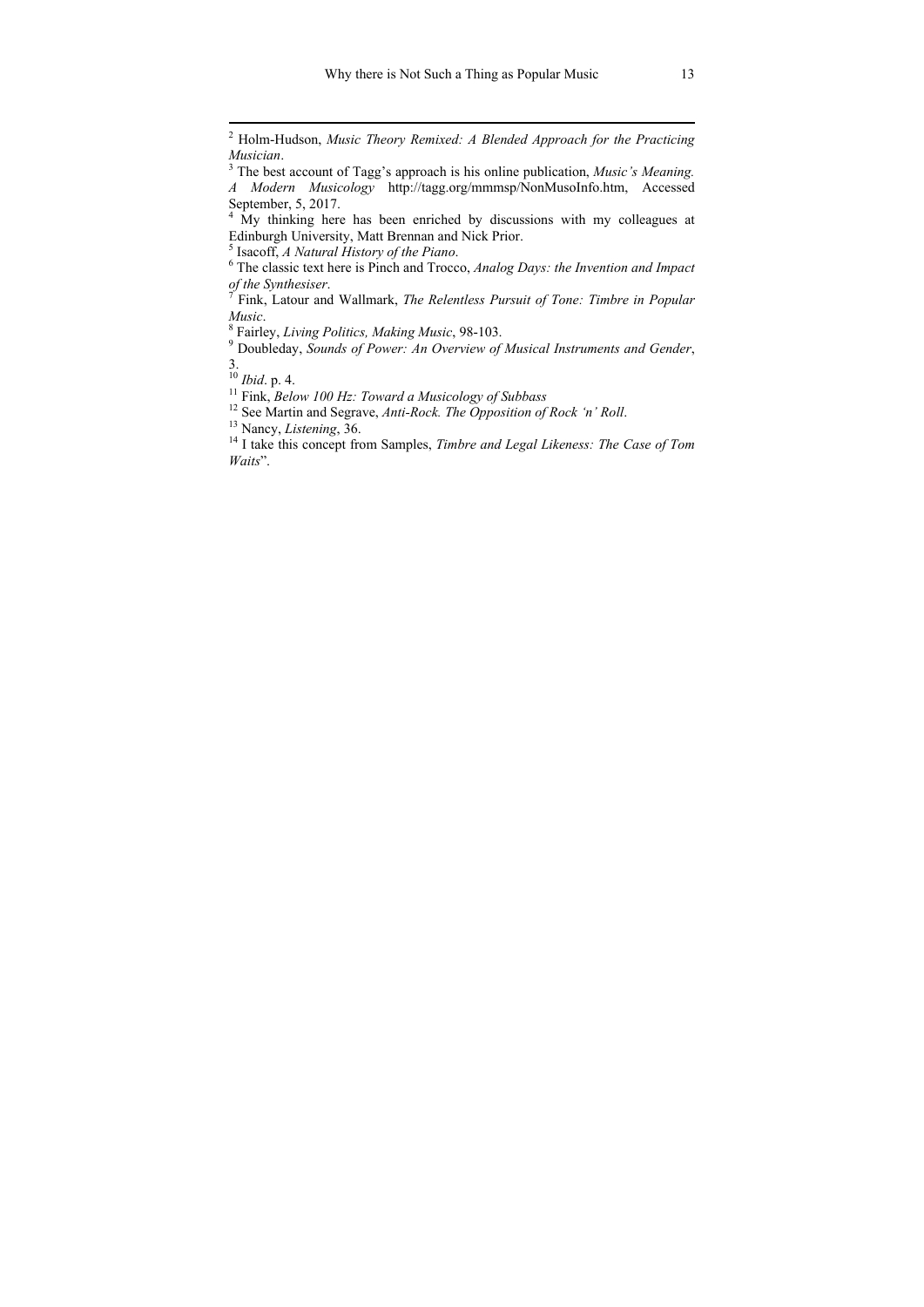[2] Holm-Hudson, *Music Theory Remixed: A Blended Approach for the Practicing Musician*.

[3] The best account of Tagg's approach is his online publication, *Music's Meaning. A Modern Musicology* http://tagg.org/mmmsp/NonMusoInfo.htm, Accessed September, 5, 2017.

[4] My thinking here has been enriched by discussions with my colleagues at Edinburgh University, Matt Brennan and Nick Prior.

[5] Isacoff, *A Natural History of the Piano*.

[6] The classic text here is Pinch and Trocco, *Analog Days: the Invention and Impact of the Synthesiser*.

[7] Fink, Latour and Wallmark, *The Relentless Pursuit of Tone: Timbre in Popular Music*.

[8] Fairley, *Living Politics, Making Music*, 98-103.

[9] Doubleday, *Sounds of Power: An Overview of Musical Instruments and Gender*, 3.

[10] *Ibid*. p. 4.

[11] Fink, *Below 100 Hz: Toward a Musicology of Subbass*

[12] See Martin and Segrave, *Anti-Rock. The Opposition of Rock 'n' Roll*.

[13] Nancy, *Listening*, 36.

[14] I take this concept from Samples, *Timbre and Legal Likeness: The Case of Tom Waits*".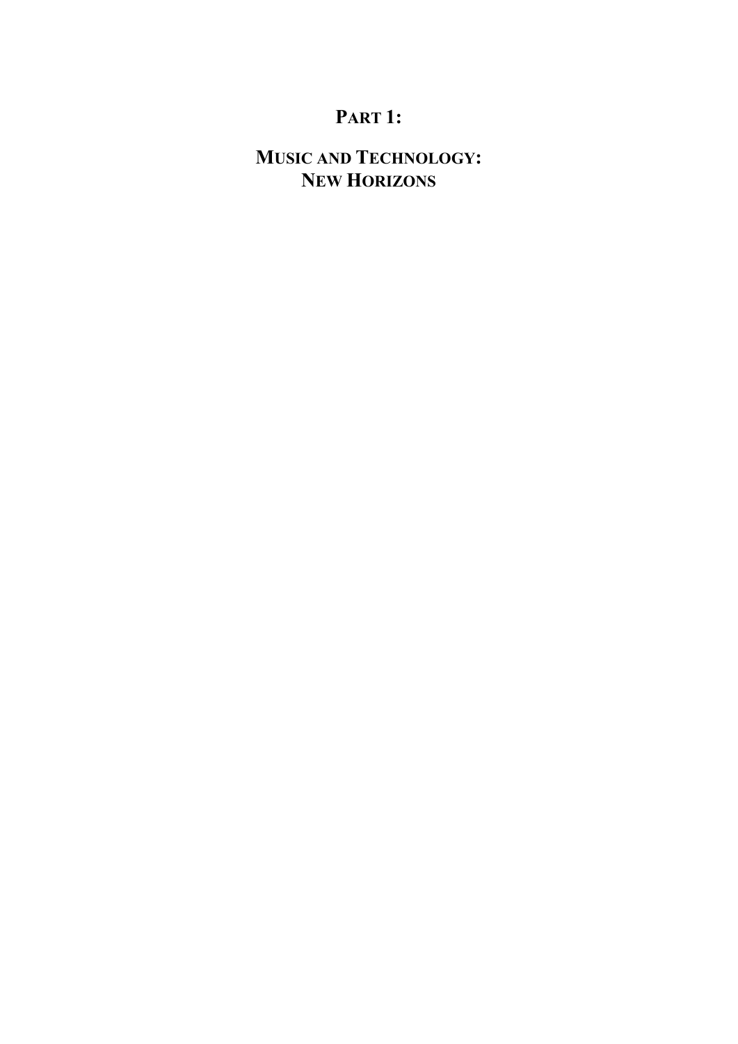# PART 1:

# MUSIC AND TECHNOLOGY: NEW HORIZONS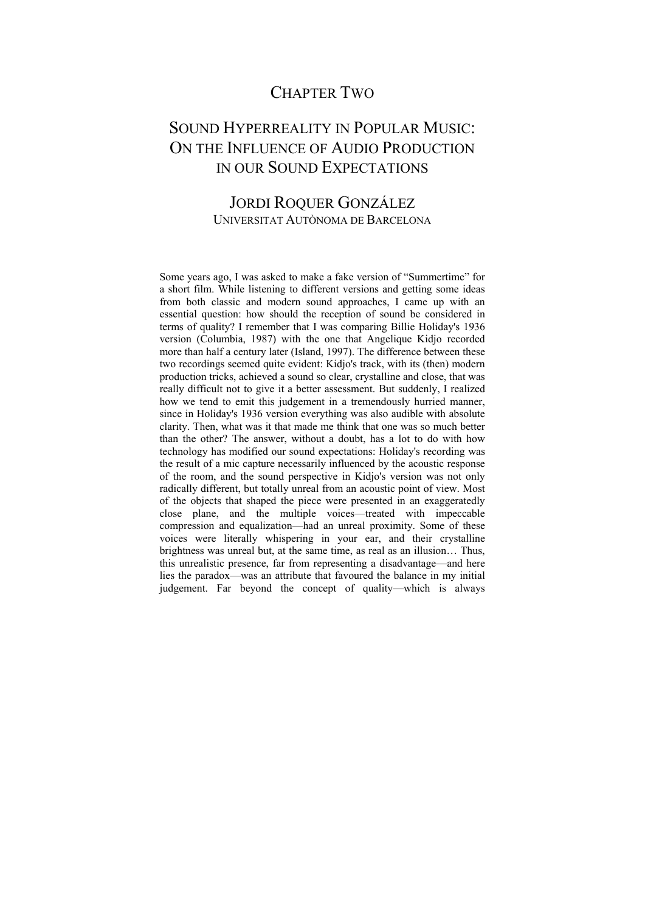# CHAPTER TWO

## SOUND HYPERREALITY IN POPULAR MUSIC: ON THE INFLUENCE OF AUDIO PRODUCTION IN OUR SOUND EXPECTATIONS

### JORDI ROQUER GONZÁLEZ
UNIVERSITAT AUTÒNOMA DE BARCELONA

Some years ago, I was asked to make a fake version of "Summertime" for a short film. While listening to different versions and getting some ideas from both classic and modern sound approaches, I came up with an essential question: how should the reception of sound be considered in terms of quality? I remember that I was comparing Billie Holiday's 1936 version (Columbia, 1987) with the one that Angelique Kidjo recorded more than half a century later (Island, 1997). The difference between these two recordings seemed quite evident: Kidjo's track, with its (then) modern production tricks, achieved a sound so clear, crystalline and close, that was really difficult not to give it a better assessment. But suddenly, I realized how we tend to emit this judgement in a tremendously hurried manner, since in Holiday's 1936 version everything was also audible with absolute clarity. Then, what was it that made me think that one was so much better than the other? The answer, without a doubt, has a lot to do with how technology has modified our sound expectations: Holiday's recording was the result of a mic capture necessarily influenced by the acoustic response of the room, and the sound perspective in Kidjo's version was not only radically different, but totally unreal from an acoustic point of view. Most of the objects that shaped the piece were presented in an exaggeratedly close plane, and the multiple voices—treated with impeccable compression and equalization—had an unreal proximity. Some of these voices were literally whispering in your ear, and their crystalline brightness was unreal but, at the same time, as real as an illusion… Thus, this unrealistic presence, far from representing a disadvantage—and here lies the paradox—was an attribute that favoured the balance in my initial judgement. Far beyond the concept of quality—which is always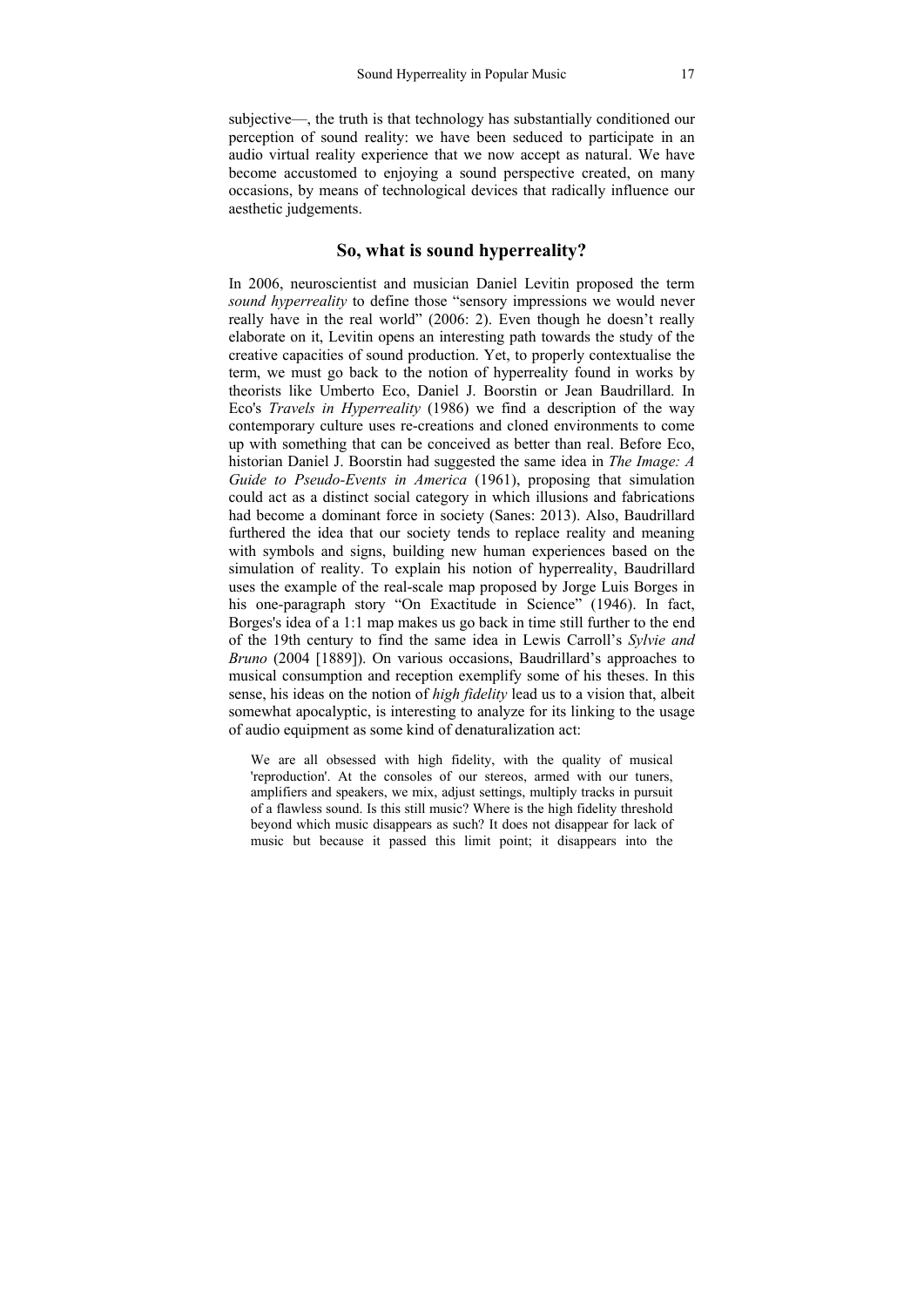subjective—, the truth is that technology has substantially conditioned our perception of sound reality: we have been seduced to participate in an audio virtual reality experience that we now accept as natural. We have become accustomed to enjoying a sound perspective created, on many occasions, by means of technological devices that radically influence our aesthetic judgements.

## So, what is sound hyperreality?

In 2006, neuroscientist and musician Daniel Levitin proposed the term *sound hyperreality* to define those "sensory impressions we would never really have in the real world" (2006: 2). Even though he doesn't really elaborate on it, Levitin opens an interesting path towards the study of the creative capacities of sound production. Yet, to properly contextualise the term, we must go back to the notion of hyperreality found in works by theorists like Umberto Eco, Daniel J. Boorstin or Jean Baudrillard. In Eco's *Travels in Hyperreality* (1986) we find a description of the way contemporary culture uses re-creations and cloned environments to come up with something that can be conceived as better than real. Before Eco, historian Daniel J. Boorstin had suggested the same idea in *The Image: A Guide to Pseudo-Events in America* (1961), proposing that simulation could act as a distinct social category in which illusions and fabrications had become a dominant force in society (Sanes: 2013). Also, Baudrillard furthered the idea that our society tends to replace reality and meaning with symbols and signs, building new human experiences based on the simulation of reality. To explain his notion of hyperreality, Baudrillard uses the example of the real-scale map proposed by Jorge Luis Borges in his one-paragraph story "On Exactitude in Science" (1946). In fact, Borges's idea of a 1:1 map makes us go back in time still further to the end of the 19th century to find the same idea in Lewis Carroll's *Sylvie and Bruno* (2004 [1889]). On various occasions, Baudrillard's approaches to musical consumption and reception exemplify some of his theses. In this sense, his ideas on the notion of *high fidelity* lead us to a vision that, albeit somewhat apocalyptic, is interesting to analyze for its linking to the usage of audio equipment as some kind of denaturalization act:

> We are all obsessed with high fidelity, with the quality of musical 'reproduction'. At the consoles of our stereos, armed with our tuners, amplifiers and speakers, we mix, adjust settings, multiply tracks in pursuit of a flawless sound. Is this still music? Where is the high fidelity threshold beyond which music disappears as such? It does not disappear for lack of music but because it passed this limit point; it disappears into the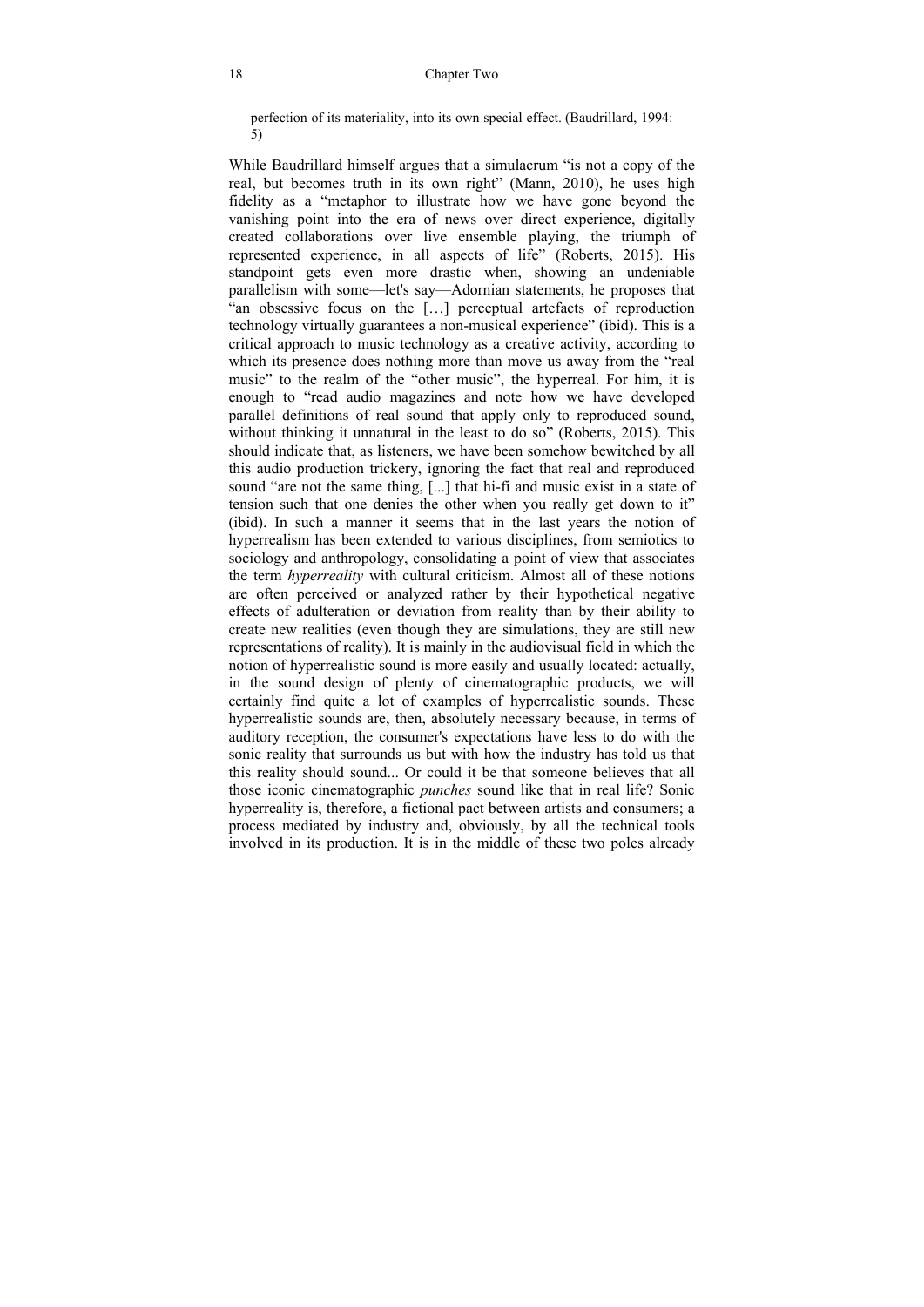> perfection of its materiality, into its own special effect. (Baudrillard, 1994: 5)

While Baudrillard himself argues that a simulacrum "is not a copy of the real, but becomes truth in its own right" (Mann, 2010), he uses high fidelity as a "metaphor to illustrate how we have gone beyond the vanishing point into the era of news over direct experience, digitally created collaborations over live ensemble playing, the triumph of represented experience, in all aspects of life" (Roberts, 2015). His standpoint gets even more drastic when, showing an undeniable parallelism with some—let's say—Adornian statements, he proposes that "an obsessive focus on the […] perceptual artefacts of reproduction technology virtually guarantees a non-musical experience" (ibid). This is a critical approach to music technology as a creative activity, according to which its presence does nothing more than move us away from the "real music" to the realm of the "other music", the hyperreal. For him, it is enough to "read audio magazines and note how we have developed parallel definitions of real sound that apply only to reproduced sound, without thinking it unnatural in the least to do so" (Roberts, 2015). This should indicate that, as listeners, we have been somehow bewitched by all this audio production trickery, ignoring the fact that real and reproduced sound "are not the same thing, [...] that hi-fi and music exist in a state of tension such that one denies the other when you really get down to it" (ibid). In such a manner it seems that in the last years the notion of hyperrealism has been extended to various disciplines, from semiotics to sociology and anthropology, consolidating a point of view that associates the term *hyperreality* with cultural criticism. Almost all of these notions are often perceived or analyzed rather by their hypothetical negative effects of adulteration or deviation from reality than by their ability to create new realities (even though they are simulations, they are still new representations of reality). It is mainly in the audiovisual field in which the notion of hyperrealistic sound is more easily and usually located: actually, in the sound design of plenty of cinematographic products, we will certainly find quite a lot of examples of hyperrealistic sounds. These hyperrealistic sounds are, then, absolutely necessary because, in terms of auditory reception, the consumer's expectations have less to do with the sonic reality that surrounds us but with how the industry has told us that this reality should sound... Or could it be that someone believes that all those iconic cinematographic *punches* sound like that in real life? Sonic hyperreality is, therefore, a fictional pact between artists and consumers; a process mediated by industry and, obviously, by all the technical tools involved in its production. It is in the middle of these two poles already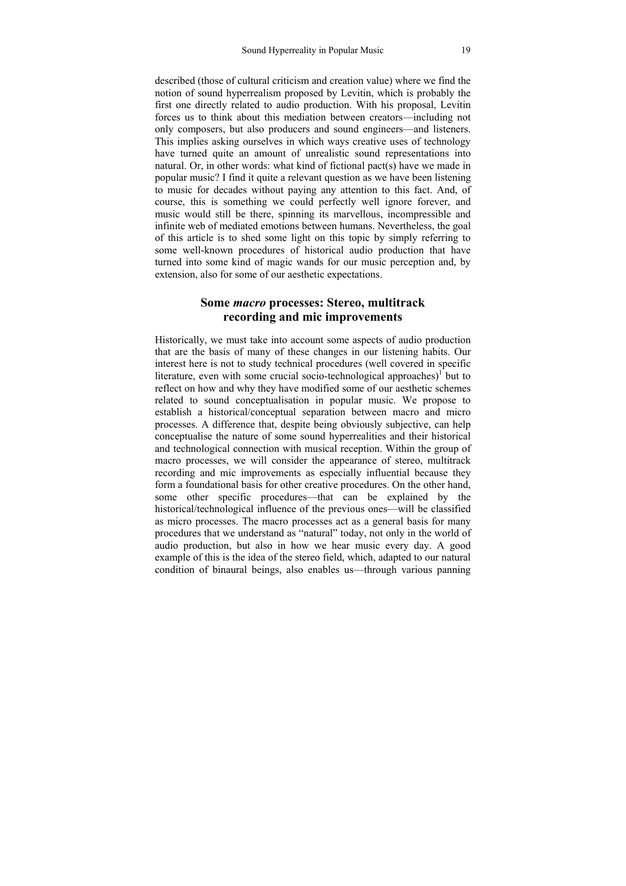described (those of cultural criticism and creation value) where we find the notion of sound hyperrealism proposed by Levitin, which is probably the first one directly related to audio production. With his proposal, Levitin forces us to think about this mediation between creators—including not only composers, but also producers and sound engineers—and listeners. This implies asking ourselves in which ways creative uses of technology have turned quite an amount of unrealistic sound representations into natural. Or, in other words: what kind of fictional pact(s) have we made in popular music? I find it quite a relevant question as we have been listening to music for decades without paying any attention to this fact. And, of course, this is something we could perfectly well ignore forever, and music would still be there, spinning its marvellous, incompressible and infinite web of mediated emotions between humans. Nevertheless, the goal of this article is to shed some light on this topic by simply referring to some well-known procedures of historical audio production that have turned into some kind of magic wands for our music perception and, by extension, also for some of our aesthetic expectations.

## Some *macro* processes: Stereo, multitrack recording and mic improvements

Historically, we must take into account some aspects of audio production that are the basis of many of these changes in our listening habits. Our interest here is not to study technical procedures (well covered in specific literature, even with some crucial socio-technological approaches)[1] but to reflect on how and why they have modified some of our aesthetic schemes related to sound conceptualisation in popular music. We propose to establish a historical/conceptual separation between macro and micro processes. A difference that, despite being obviously subjective, can help conceptualise the nature of some sound hyperrealities and their historical and technological connection with musical reception. Within the group of macro processes, we will consider the appearance of stereo, multitrack recording and mic improvements as especially influential because they form a foundational basis for other creative procedures. On the other hand, some other specific procedures—that can be explained by the historical/technological influence of the previous ones—will be classified as micro processes. The macro processes act as a general basis for many procedures that we understand as "natural" today, not only in the world of audio production, but also in how we hear music every day. A good example of this is the idea of the stereo field, which, adapted to our natural condition of binaural beings, also enables us—through various panning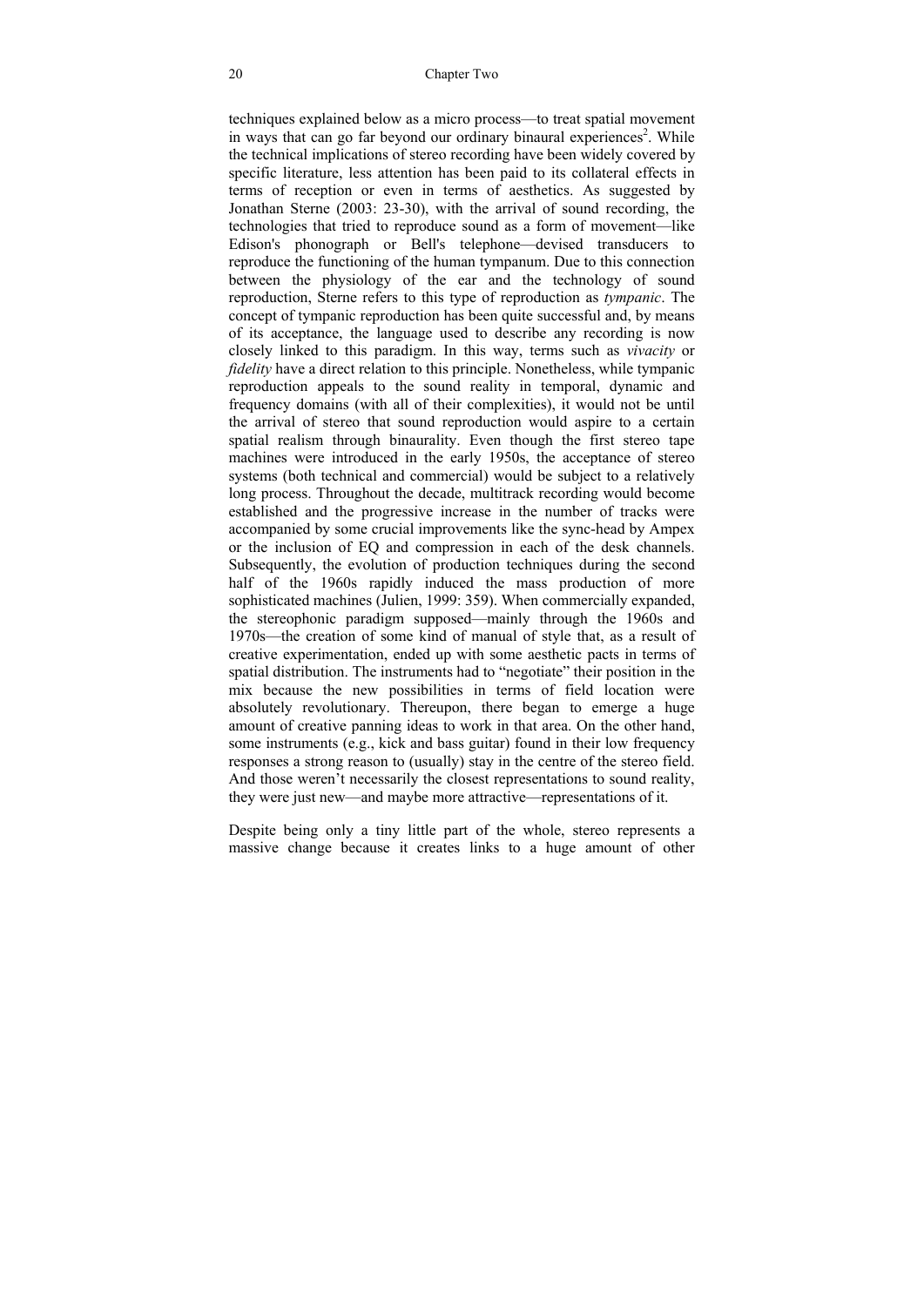techniques explained below as a micro process—to treat spatial movement in ways that can go far beyond our ordinary binaural experiences[2]. While the technical implications of stereo recording have been widely covered by specific literature, less attention has been paid to its collateral effects in terms of reception or even in terms of aesthetics. As suggested by Jonathan Sterne (2003: 23-30), with the arrival of sound recording, the technologies that tried to reproduce sound as a form of movement—like Edison's phonograph or Bell's telephone—devised transducers to reproduce the functioning of the human tympanum. Due to this connection between the physiology of the ear and the technology of sound reproduction, Sterne refers to this type of reproduction as *tympanic*. The concept of tympanic reproduction has been quite successful and, by means of its acceptance, the language used to describe any recording is now closely linked to this paradigm. In this way, terms such as *vivacity* or *fidelity* have a direct relation to this principle. Nonetheless, while tympanic reproduction appeals to the sound reality in temporal, dynamic and frequency domains (with all of their complexities), it would not be until the arrival of stereo that sound reproduction would aspire to a certain spatial realism through binaurality. Even though the first stereo tape machines were introduced in the early 1950s, the acceptance of stereo systems (both technical and commercial) would be subject to a relatively long process. Throughout the decade, multitrack recording would become established and the progressive increase in the number of tracks were accompanied by some crucial improvements like the sync-head by Ampex or the inclusion of EQ and compression in each of the desk channels. Subsequently, the evolution of production techniques during the second half of the 1960s rapidly induced the mass production of more sophisticated machines (Julien, 1999: 359). When commercially expanded, the stereophonic paradigm supposed—mainly through the 1960s and 1970s—the creation of some kind of manual of style that, as a result of creative experimentation, ended up with some aesthetic pacts in terms of spatial distribution. The instruments had to "negotiate" their position in the mix because the new possibilities in terms of field location were absolutely revolutionary. Thereupon, there began to emerge a huge amount of creative panning ideas to work in that area. On the other hand, some instruments (e.g., kick and bass guitar) found in their low frequency responses a strong reason to (usually) stay in the centre of the stereo field. And those weren't necessarily the closest representations to sound reality, they were just new—and maybe more attractive—representations of it.

Despite being only a tiny little part of the whole, stereo represents a massive change because it creates links to a huge amount of other